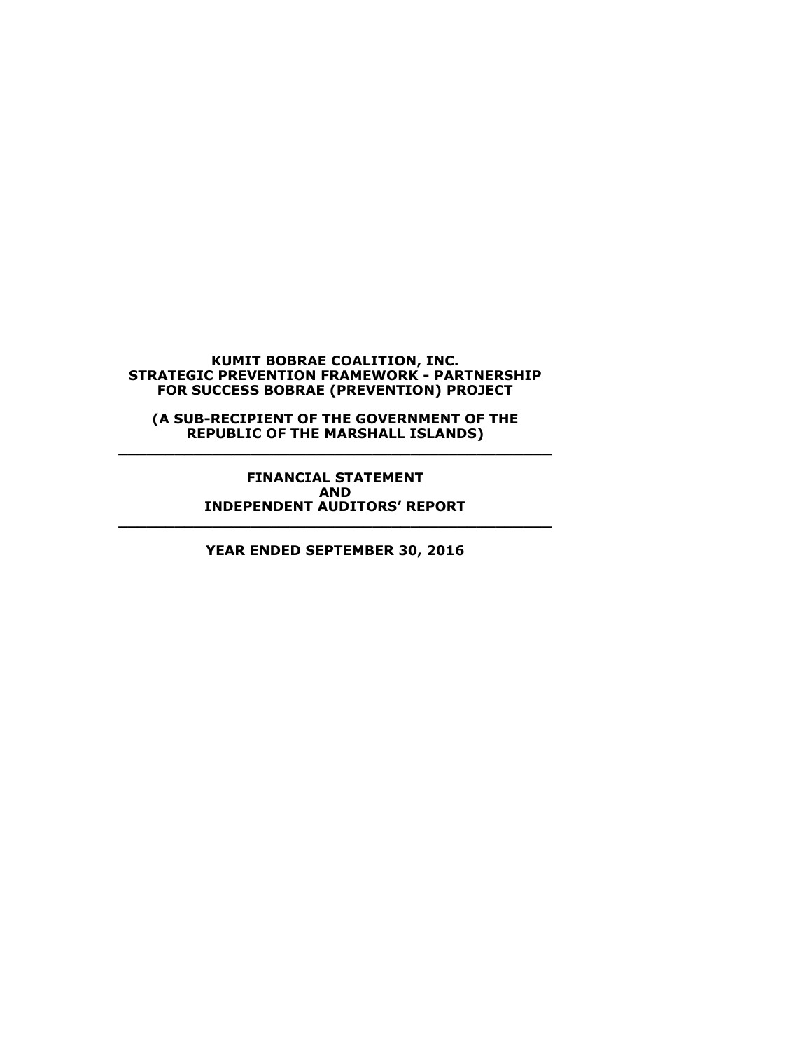**KUMIT BOBRAE COALITION, INC.**
**STRATEGIC PREVENTION FRAMEWORK - PARTNERSHIP FOR SUCCESS BOBRAE (PREVENTION) PROJECT**

**(A SUB-RECIPIENT OF THE GOVERNMENT OF THE REPUBLIC OF THE MARSHALL ISLANDS)**

---

**FINANCIAL STATEMENT**
**AND**
**INDEPENDENT AUDITORS' REPORT**

---

**YEAR ENDED SEPTEMBER 30, 2016**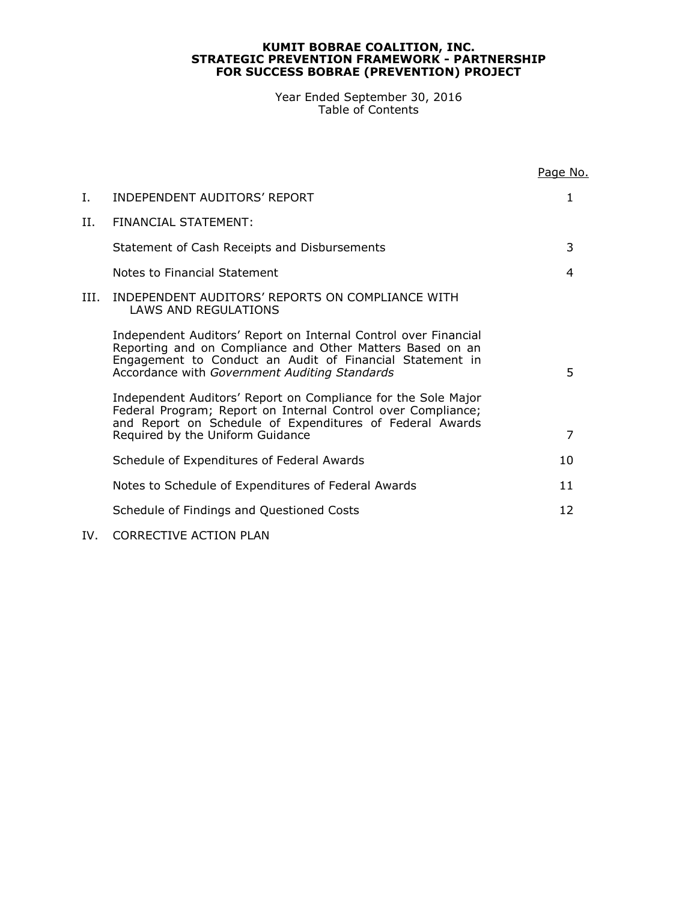**KUMIT BOBRAE COALITION, INC.**
**STRATEGIC PREVENTION FRAMEWORK - PARTNERSHIP**
**FOR SUCCESS BOBRAE (PREVENTION) PROJECT**

Year Ended September 30, 2016
Table of Contents

| | | Page No. |
|---|---|---|
| I. | INDEPENDENT AUDITORS' REPORT | 1 |
| II. | FINANCIAL STATEMENT: | |
| | Statement of Cash Receipts and Disbursements | 3 |
| | Notes to Financial Statement | 4 |
| III. | INDEPENDENT AUDITORS' REPORTS ON COMPLIANCE WITH LAWS AND REGULATIONS | |
| | Independent Auditors' Report on Internal Control over Financial Reporting and on Compliance and Other Matters Based on an Engagement to Conduct an Audit of Financial Statement in Accordance with *Government Auditing Standards* | 5 |
| | Independent Auditors' Report on Compliance for the Sole Major Federal Program; Report on Internal Control over Compliance; and Report on Schedule of Expenditures of Federal Awards Required by the Uniform Guidance | 7 |
| | Schedule of Expenditures of Federal Awards | 10 |
| | Notes to Schedule of Expenditures of Federal Awards | 11 |
| | Schedule of Findings and Questioned Costs | 12 |
| IV. | CORRECTIVE ACTION PLAN | |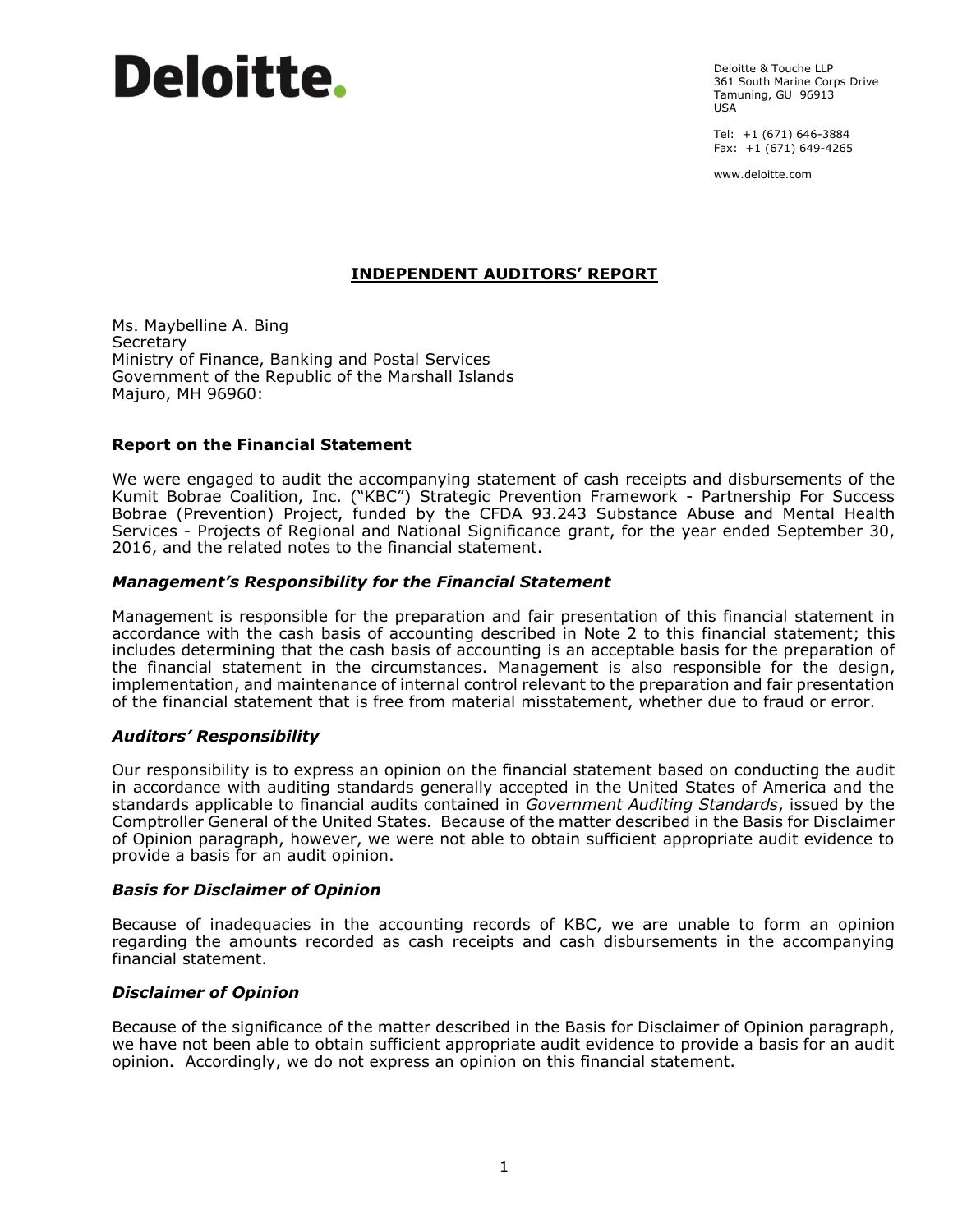Deloitte.

Deloitte & Touche LLP
361 South Marine Corps Drive
Tamuning, GU 96913
USA

Tel: +1 (671) 646-3884
Fax: +1 (671) 649-4265

www.deloitte.com

# INDEPENDENT AUDITORS' REPORT

Ms. Maybelline A. Bing
Secretary
Ministry of Finance, Banking and Postal Services
Government of the Republic of the Marshall Islands
Majuro, MH 96960:

## Report on the Financial Statement

We were engaged to audit the accompanying statement of cash receipts and disbursements of the Kumit Bobrae Coalition, Inc. ("KBC") Strategic Prevention Framework - Partnership For Success Bobrae (Prevention) Project, funded by the CFDA 93.243 Substance Abuse and Mental Health Services - Projects of Regional and National Significance grant, for the year ended September 30, 2016, and the related notes to the financial statement.

### *Management's Responsibility for the Financial Statement*

Management is responsible for the preparation and fair presentation of this financial statement in accordance with the cash basis of accounting described in Note 2 to this financial statement; this includes determining that the cash basis of accounting is an acceptable basis for the preparation of the financial statement in the circumstances. Management is also responsible for the design, implementation, and maintenance of internal control relevant to the preparation and fair presentation of the financial statement that is free from material misstatement, whether due to fraud or error.

### *Auditors' Responsibility*

Our responsibility is to express an opinion on the financial statement based on conducting the audit in accordance with auditing standards generally accepted in the United States of America and the standards applicable to financial audits contained in *Government Auditing Standards*, issued by the Comptroller General of the United States. Because of the matter described in the Basis for Disclaimer of Opinion paragraph, however, we were not able to obtain sufficient appropriate audit evidence to provide a basis for an audit opinion.

### *Basis for Disclaimer of Opinion*

Because of inadequacies in the accounting records of KBC, we are unable to form an opinion regarding the amounts recorded as cash receipts and cash disbursements in the accompanying financial statement.

### *Disclaimer of Opinion*

Because of the significance of the matter described in the Basis for Disclaimer of Opinion paragraph, we have not been able to obtain sufficient appropriate audit evidence to provide a basis for an audit opinion. Accordingly, we do not express an opinion on this financial statement.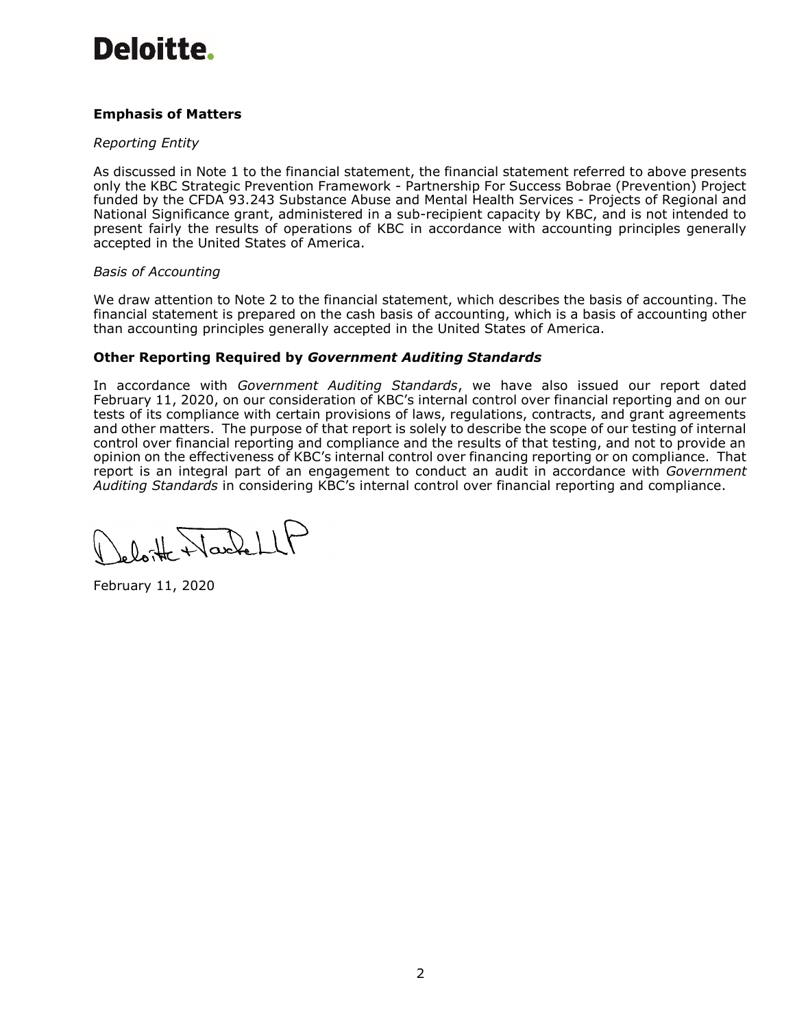Deloitte.

## Emphasis of Matters

*Reporting Entity*

As discussed in Note 1 to the financial statement, the financial statement referred to above presents only the KBC Strategic Prevention Framework - Partnership For Success Bobrae (Prevention) Project funded by the CFDA 93.243 Substance Abuse and Mental Health Services - Projects of Regional and National Significance grant, administered in a sub-recipient capacity by KBC, and is not intended to present fairly the results of operations of KBC in accordance with accounting principles generally accepted in the United States of America.

*Basis of Accounting*

We draw attention to Note 2 to the financial statement, which describes the basis of accounting. The financial statement is prepared on the cash basis of accounting, which is a basis of accounting other than accounting principles generally accepted in the United States of America.

## Other Reporting Required by *Government Auditing Standards*

In accordance with *Government Auditing Standards*, we have also issued our report dated February 11, 2020, on our consideration of KBC's internal control over financial reporting and on our tests of its compliance with certain provisions of laws, regulations, contracts, and grant agreements and other matters. The purpose of that report is solely to describe the scope of our testing of internal control over financial reporting and compliance and the results of that testing, and not to provide an opinion on the effectiveness of KBC's internal control over financing reporting or on compliance. That report is an integral part of an engagement to conduct an audit in accordance with *Government Auditing Standards* in considering KBC's internal control over financial reporting and compliance.

Deloitte & Touche LLP

February 11, 2020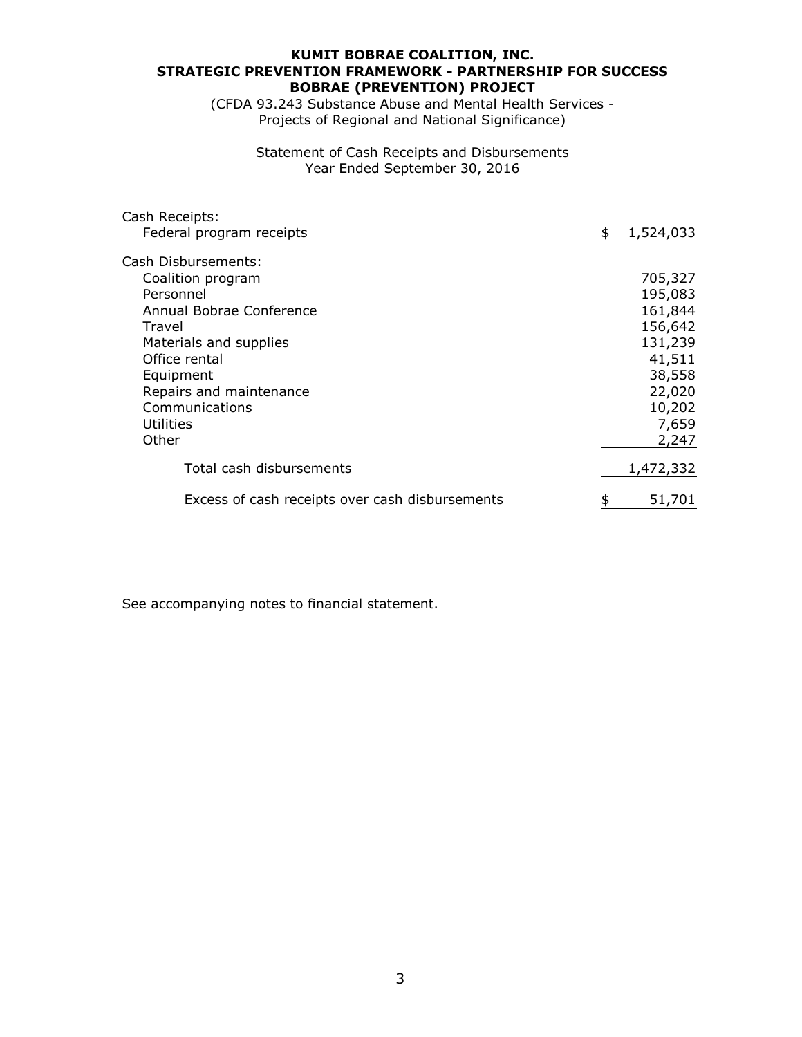**KUMIT BOBRAE COALITION, INC.**
**STRATEGIC PREVENTION FRAMEWORK - PARTNERSHIP FOR SUCCESS**
**BOBRAE (PREVENTION) PROJECT**

(CFDA 93.243 Substance Abuse and Mental Health Services - Projects of Regional and National Significance)

Statement of Cash Receipts and Disbursements
Year Ended September 30, 2016

| | |
|---|---:|
| Cash Receipts: | |
| Federal program receipts | $ 1,524,033 |
| Cash Disbursements: | |
| Coalition program | 705,327 |
| Personnel | 195,083 |
| Annual Bobrae Conference | 161,844 |
| Travel | 156,642 |
| Materials and supplies | 131,239 |
| Office rental | 41,511 |
| Equipment | 38,558 |
| Repairs and maintenance | 22,020 |
| Communications | 10,202 |
| Utilities | 7,659 |
| Other | 2,247 |
| Total cash disbursements | 1,472,332 |
| Excess of cash receipts over cash disbursements | $ 51,701 |

See accompanying notes to financial statement.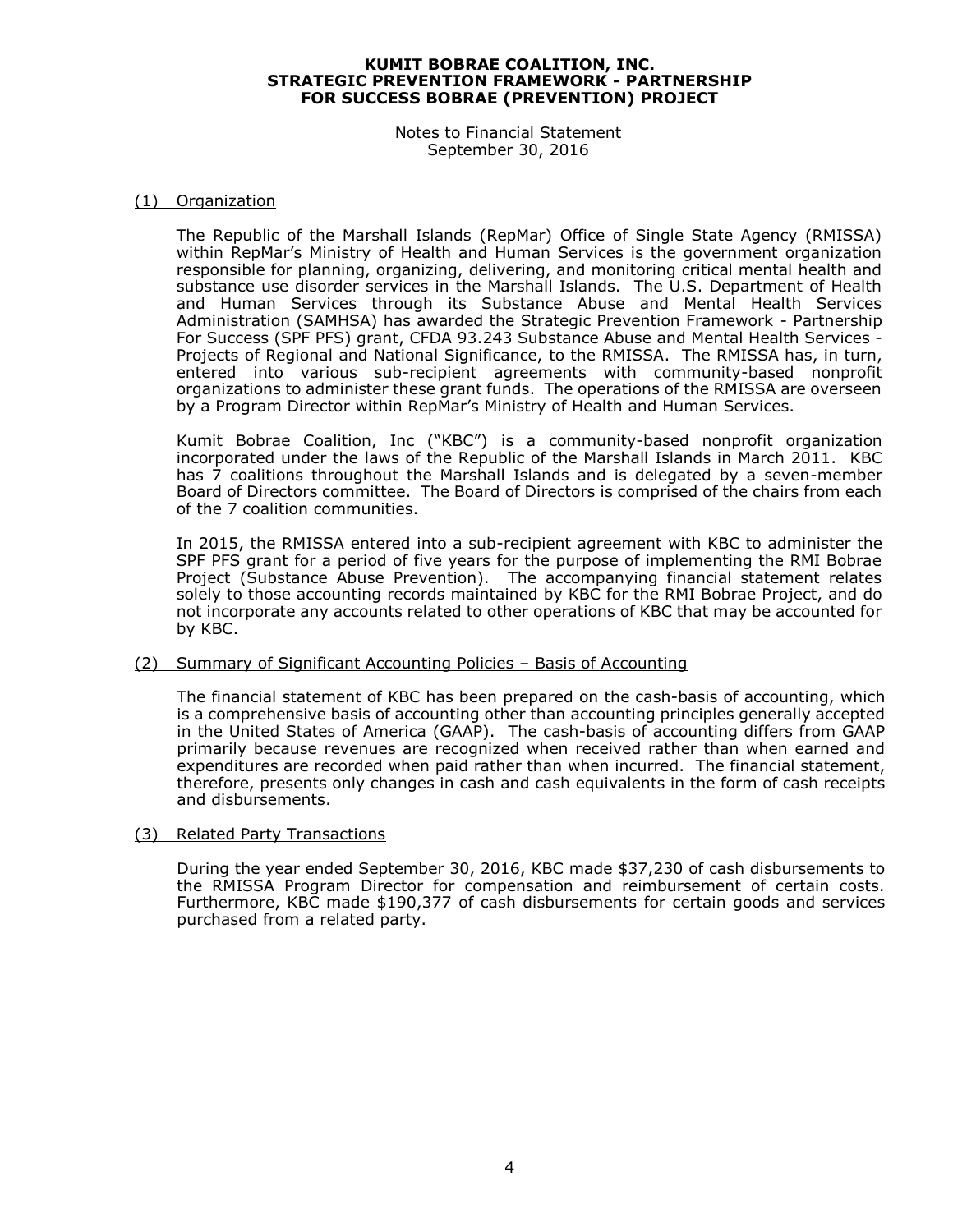# KUMIT BOBRAE COALITION, INC.
# STRATEGIC PREVENTION FRAMEWORK - PARTNERSHIP FOR SUCCESS BOBRAE (PREVENTION) PROJECT

Notes to Financial Statement
September 30, 2016

## (1) Organization

The Republic of the Marshall Islands (RepMar) Office of Single State Agency (RMISSA) within RepMar's Ministry of Health and Human Services is the government organization responsible for planning, organizing, delivering, and monitoring critical mental health and substance use disorder services in the Marshall Islands. The U.S. Department of Health and Human Services through its Substance Abuse and Mental Health Services Administration (SAMHSA) has awarded the Strategic Prevention Framework - Partnership For Success (SPF PFS) grant, CFDA 93.243 Substance Abuse and Mental Health Services - Projects of Regional and National Significance, to the RMISSA. The RMISSA has, in turn, entered into various sub-recipient agreements with community-based nonprofit organizations to administer these grant funds. The operations of the RMISSA are overseen by a Program Director within RepMar's Ministry of Health and Human Services.

Kumit Bobrae Coalition, Inc ("KBC") is a community-based nonprofit organization incorporated under the laws of the Republic of the Marshall Islands in March 2011. KBC has 7 coalitions throughout the Marshall Islands and is delegated by a seven-member Board of Directors committee. The Board of Directors is comprised of the chairs from each of the 7 coalition communities.

In 2015, the RMISSA entered into a sub-recipient agreement with KBC to administer the SPF PFS grant for a period of five years for the purpose of implementing the RMI Bobrae Project (Substance Abuse Prevention). The accompanying financial statement relates solely to those accounting records maintained by KBC for the RMI Bobrae Project, and do not incorporate any accounts related to other operations of KBC that may be accounted for by KBC.

## (2) Summary of Significant Accounting Policies – Basis of Accounting

The financial statement of KBC has been prepared on the cash-basis of accounting, which is a comprehensive basis of accounting other than accounting principles generally accepted in the United States of America (GAAP). The cash-basis of accounting differs from GAAP primarily because revenues are recognized when received rather than when earned and expenditures are recorded when paid rather than when incurred. The financial statement, therefore, presents only changes in cash and cash equivalents in the form of cash receipts and disbursements.

## (3) Related Party Transactions

During the year ended September 30, 2016, KBC made $37,230 of cash disbursements to the RMISSA Program Director for compensation and reimbursement of certain costs. Furthermore, KBC made $190,377 of cash disbursements for certain goods and services purchased from a related party.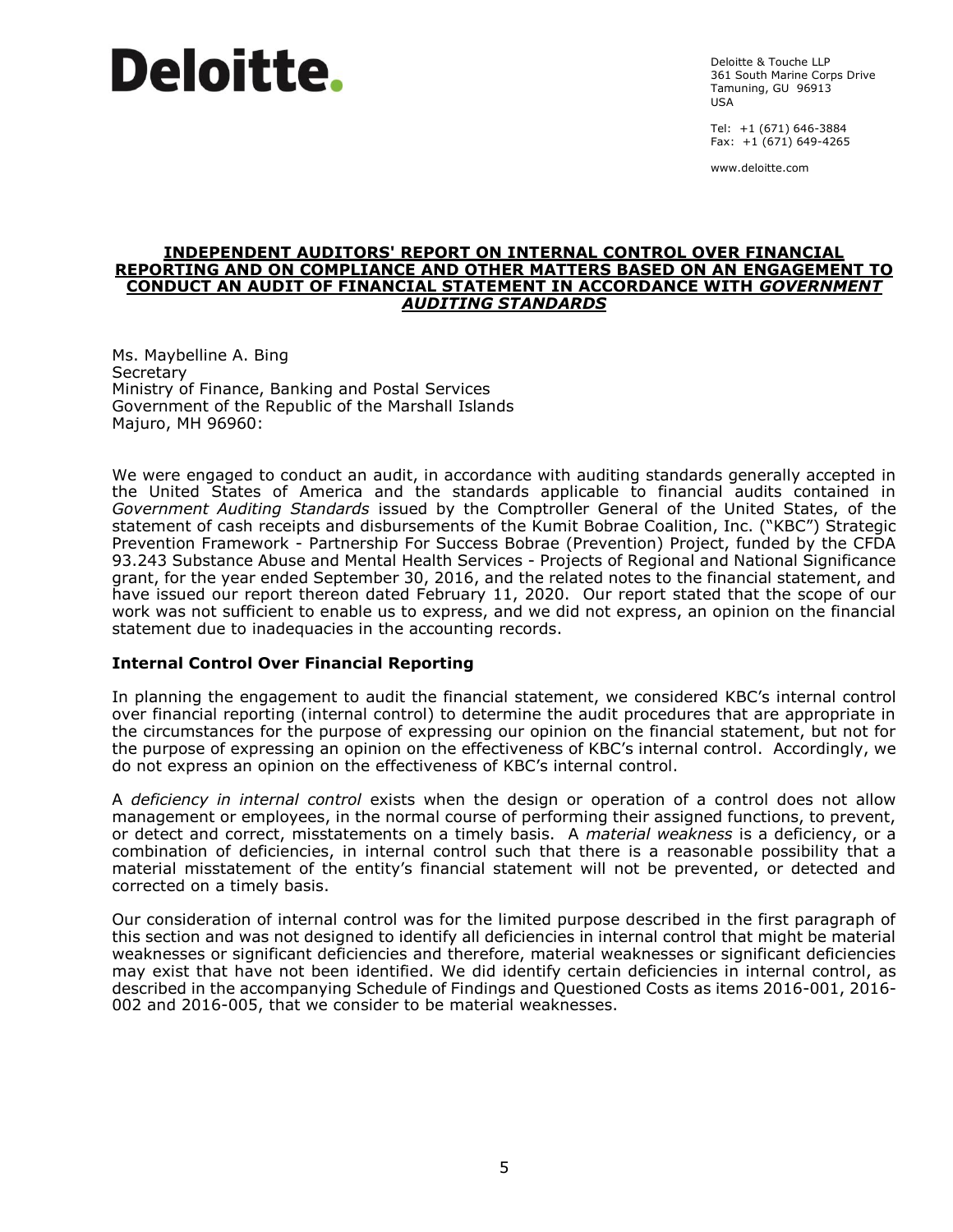**Deloitte.**

Deloitte & Touche LLP
361 South Marine Corps Drive
Tamuning, GU 96913
USA

Tel: +1 (671) 646-3884
Fax: +1 (671) 649-4265

www.deloitte.com

# INDEPENDENT AUDITORS' REPORT ON INTERNAL CONTROL OVER FINANCIAL REPORTING AND ON COMPLIANCE AND OTHER MATTERS BASED ON AN ENGAGEMENT TO CONDUCT AN AUDIT OF FINANCIAL STATEMENT IN ACCORDANCE WITH *GOVERNMENT AUDITING STANDARDS*

Ms. Maybelline A. Bing
Secretary
Ministry of Finance, Banking and Postal Services
Government of the Republic of the Marshall Islands
Majuro, MH 96960:

We were engaged to conduct an audit, in accordance with auditing standards generally accepted in the United States of America and the standards applicable to financial audits contained in *Government Auditing Standards* issued by the Comptroller General of the United States, of the statement of cash receipts and disbursements of the Kumit Bobrae Coalition, Inc. ("KBC") Strategic Prevention Framework - Partnership For Success Bobrae (Prevention) Project, funded by the CFDA 93.243 Substance Abuse and Mental Health Services - Projects of Regional and National Significance grant, for the year ended September 30, 2016, and the related notes to the financial statement, and have issued our report thereon dated February 11, 2020. Our report stated that the scope of our work was not sufficient to enable us to express, and we did not express, an opinion on the financial statement due to inadequacies in the accounting records.

## Internal Control Over Financial Reporting

In planning the engagement to audit the financial statement, we considered KBC's internal control over financial reporting (internal control) to determine the audit procedures that are appropriate in the circumstances for the purpose of expressing our opinion on the financial statement, but not for the purpose of expressing an opinion on the effectiveness of KBC's internal control. Accordingly, we do not express an opinion on the effectiveness of KBC's internal control.

A *deficiency in internal control* exists when the design or operation of a control does not allow management or employees, in the normal course of performing their assigned functions, to prevent, or detect and correct, misstatements on a timely basis. A *material weakness* is a deficiency, or a combination of deficiencies, in internal control such that there is a reasonable possibility that a material misstatement of the entity's financial statement will not be prevented, or detected and corrected on a timely basis.

Our consideration of internal control was for the limited purpose described in the first paragraph of this section and was not designed to identify all deficiencies in internal control that might be material weaknesses or significant deficiencies and therefore, material weaknesses or significant deficiencies may exist that have not been identified. We did identify certain deficiencies in internal control, as described in the accompanying Schedule of Findings and Questioned Costs as items 2016-001, 2016-002 and 2016-005, that we consider to be material weaknesses.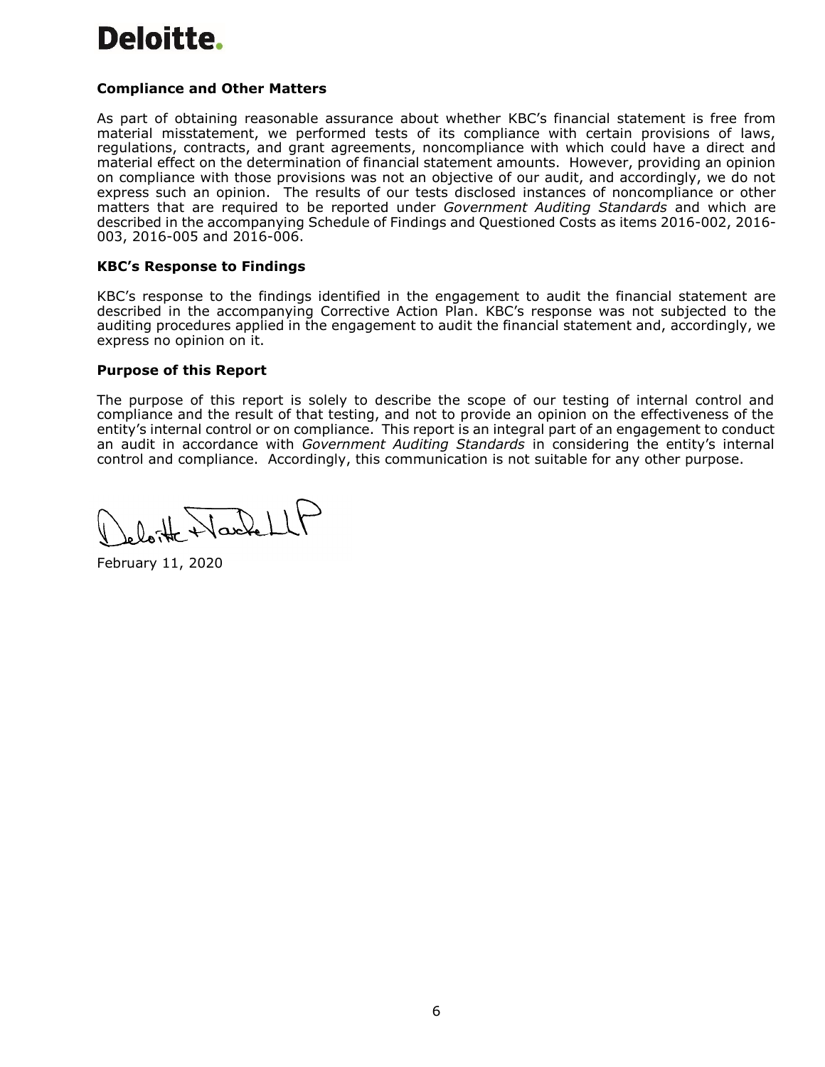## Compliance and Other Matters

As part of obtaining reasonable assurance about whether KBC's financial statement is free from material misstatement, we performed tests of its compliance with certain provisions of laws, regulations, contracts, and grant agreements, noncompliance with which could have a direct and material effect on the determination of financial statement amounts. However, providing an opinion on compliance with those provisions was not an objective of our audit, and accordingly, we do not express such an opinion. The results of our tests disclosed instances of noncompliance or other matters that are required to be reported under *Government Auditing Standards* and which are described in the accompanying Schedule of Findings and Questioned Costs as items 2016-002, 2016-003, 2016-005 and 2016-006.

## KBC's Response to Findings

KBC's response to the findings identified in the engagement to audit the financial statement are described in the accompanying Corrective Action Plan. KBC's response was not subjected to the auditing procedures applied in the engagement to audit the financial statement and, accordingly, we express no opinion on it.

## Purpose of this Report

The purpose of this report is solely to describe the scope of our testing of internal control and compliance and the result of that testing, and not to provide an opinion on the effectiveness of the entity's internal control or on compliance. This report is an integral part of an engagement to conduct an audit in accordance with *Government Auditing Standards* in considering the entity's internal control and compliance. Accordingly, this communication is not suitable for any other purpose.

Deloitte & Touche LLP

February 11, 2020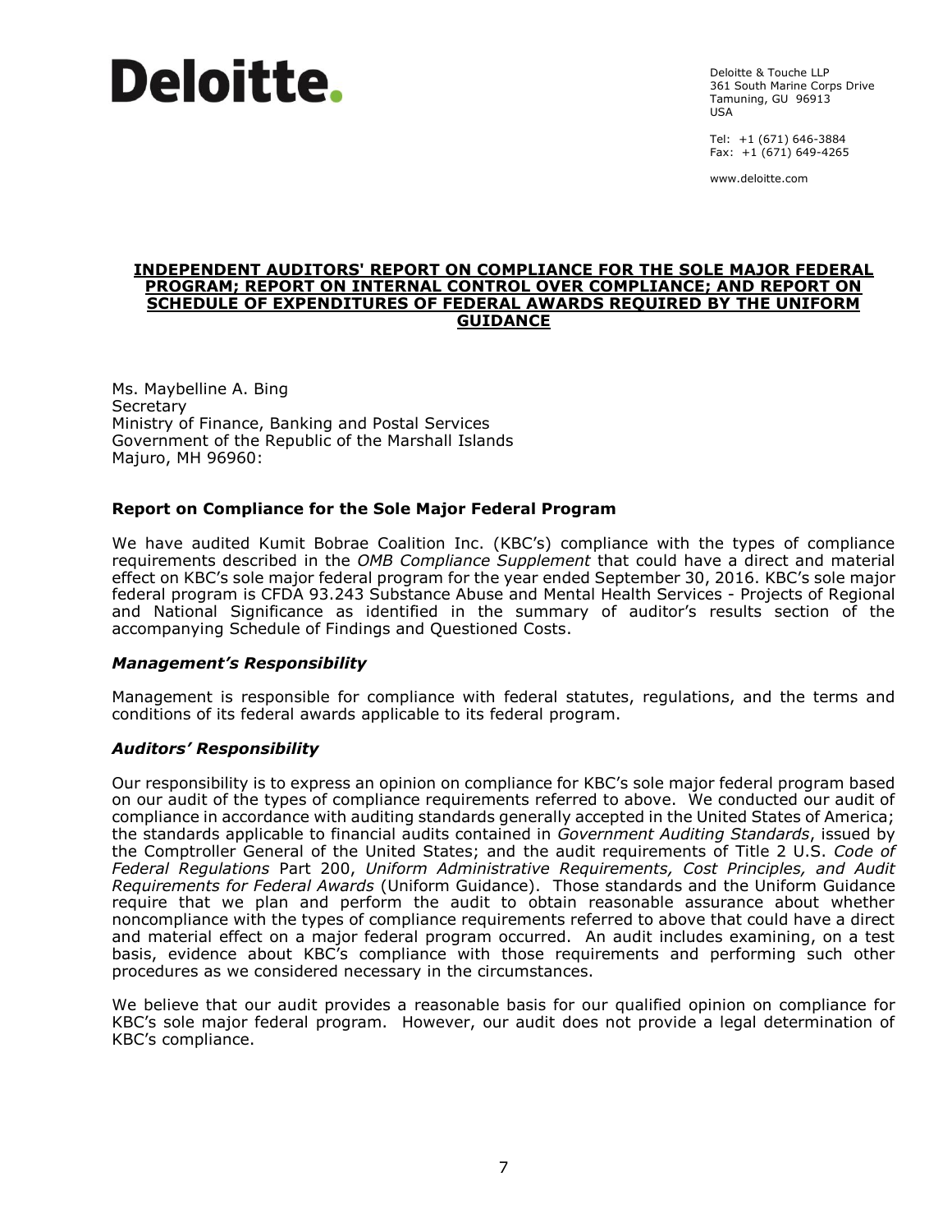**Deloitte.**

Deloitte & Touche LLP
361 South Marine Corps Drive
Tamuning, GU 96913
USA

Tel: +1 (671) 646-3884
Fax: +1 (671) 649-4265

www.deloitte.com

# INDEPENDENT AUDITORS' REPORT ON COMPLIANCE FOR THE SOLE MAJOR FEDERAL PROGRAM; REPORT ON INTERNAL CONTROL OVER COMPLIANCE; AND REPORT ON SCHEDULE OF EXPENDITURES OF FEDERAL AWARDS REQUIRED BY THE UNIFORM GUIDANCE

Ms. Maybelline A. Bing
Secretary
Ministry of Finance, Banking and Postal Services
Government of the Republic of the Marshall Islands
Majuro, MH 96960:

## Report on Compliance for the Sole Major Federal Program

We have audited Kumit Bobrae Coalition Inc. (KBC's) compliance with the types of compliance requirements described in the *OMB Compliance Supplement* that could have a direct and material effect on KBC's sole major federal program for the year ended September 30, 2016. KBC's sole major federal program is CFDA 93.243 Substance Abuse and Mental Health Services - Projects of Regional and National Significance as identified in the summary of auditor's results section of the accompanying Schedule of Findings and Questioned Costs.

### *Management's Responsibility*

Management is responsible for compliance with federal statutes, regulations, and the terms and conditions of its federal awards applicable to its federal program.

### *Auditors' Responsibility*

Our responsibility is to express an opinion on compliance for KBC's sole major federal program based on our audit of the types of compliance requirements referred to above. We conducted our audit of compliance in accordance with auditing standards generally accepted in the United States of America; the standards applicable to financial audits contained in *Government Auditing Standards*, issued by the Comptroller General of the United States; and the audit requirements of Title 2 U.S. *Code of Federal Regulations* Part 200, *Uniform Administrative Requirements, Cost Principles, and Audit Requirements for Federal Awards* (Uniform Guidance). Those standards and the Uniform Guidance require that we plan and perform the audit to obtain reasonable assurance about whether noncompliance with the types of compliance requirements referred to above that could have a direct and material effect on a major federal program occurred. An audit includes examining, on a test basis, evidence about KBC's compliance with those requirements and performing such other procedures as we considered necessary in the circumstances.

We believe that our audit provides a reasonable basis for our qualified opinion on compliance for KBC's sole major federal program. However, our audit does not provide a legal determination of KBC's compliance.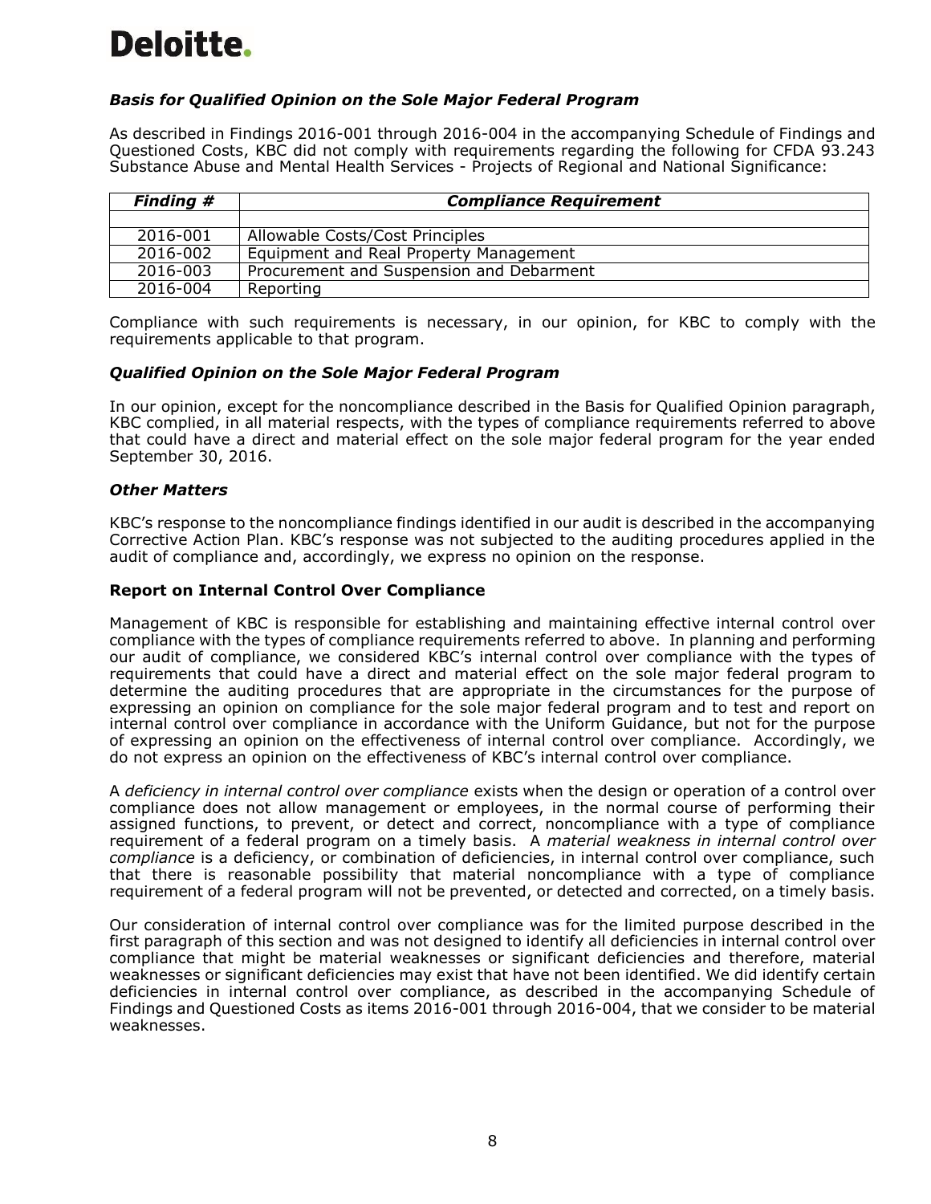Deloitte.

### *Basis for Qualified Opinion on the Sole Major Federal Program*

As described in Findings 2016-001 through 2016-004 in the accompanying Schedule of Findings and Questioned Costs, KBC did not comply with requirements regarding the following for CFDA 93.243 Substance Abuse and Mental Health Services - Projects of Regional and National Significance:

| ***Finding #*** | ***Compliance Requirement*** |
|---|---|
| | |
| 2016-001 | Allowable Costs/Cost Principles |
| 2016-002 | Equipment and Real Property Management |
| 2016-003 | Procurement and Suspension and Debarment |
| 2016-004 | Reporting |

Compliance with such requirements is necessary, in our opinion, for KBC to comply with the requirements applicable to that program.

### *Qualified Opinion on the Sole Major Federal Program*

In our opinion, except for the noncompliance described in the Basis for Qualified Opinion paragraph, KBC complied, in all material respects, with the types of compliance requirements referred to above that could have a direct and material effect on the sole major federal program for the year ended September 30, 2016.

### *Other Matters*

KBC's response to the noncompliance findings identified in our audit is described in the accompanying Corrective Action Plan. KBC's response was not subjected to the auditing procedures applied in the audit of compliance and, accordingly, we express no opinion on the response.

## Report on Internal Control Over Compliance

Management of KBC is responsible for establishing and maintaining effective internal control over compliance with the types of compliance requirements referred to above. In planning and performing our audit of compliance, we considered KBC's internal control over compliance with the types of requirements that could have a direct and material effect on the sole major federal program to determine the auditing procedures that are appropriate in the circumstances for the purpose of expressing an opinion on compliance for the sole major federal program and to test and report on internal control over compliance in accordance with the Uniform Guidance, but not for the purpose of expressing an opinion on the effectiveness of internal control over compliance. Accordingly, we do not express an opinion on the effectiveness of KBC's internal control over compliance.

A *deficiency in internal control over compliance* exists when the design or operation of a control over compliance does not allow management or employees, in the normal course of performing their assigned functions, to prevent, or detect and correct, noncompliance with a type of compliance requirement of a federal program on a timely basis. A *material weakness in internal control over compliance* is a deficiency, or combination of deficiencies, in internal control over compliance, such that there is reasonable possibility that material noncompliance with a type of compliance requirement of a federal program will not be prevented, or detected and corrected, on a timely basis.

Our consideration of internal control over compliance was for the limited purpose described in the first paragraph of this section and was not designed to identify all deficiencies in internal control over compliance that might be material weaknesses or significant deficiencies and therefore, material weaknesses or significant deficiencies may exist that have not been identified. We did identify certain deficiencies in internal control over compliance, as described in the accompanying Schedule of Findings and Questioned Costs as items 2016-001 through 2016-004, that we consider to be material weaknesses.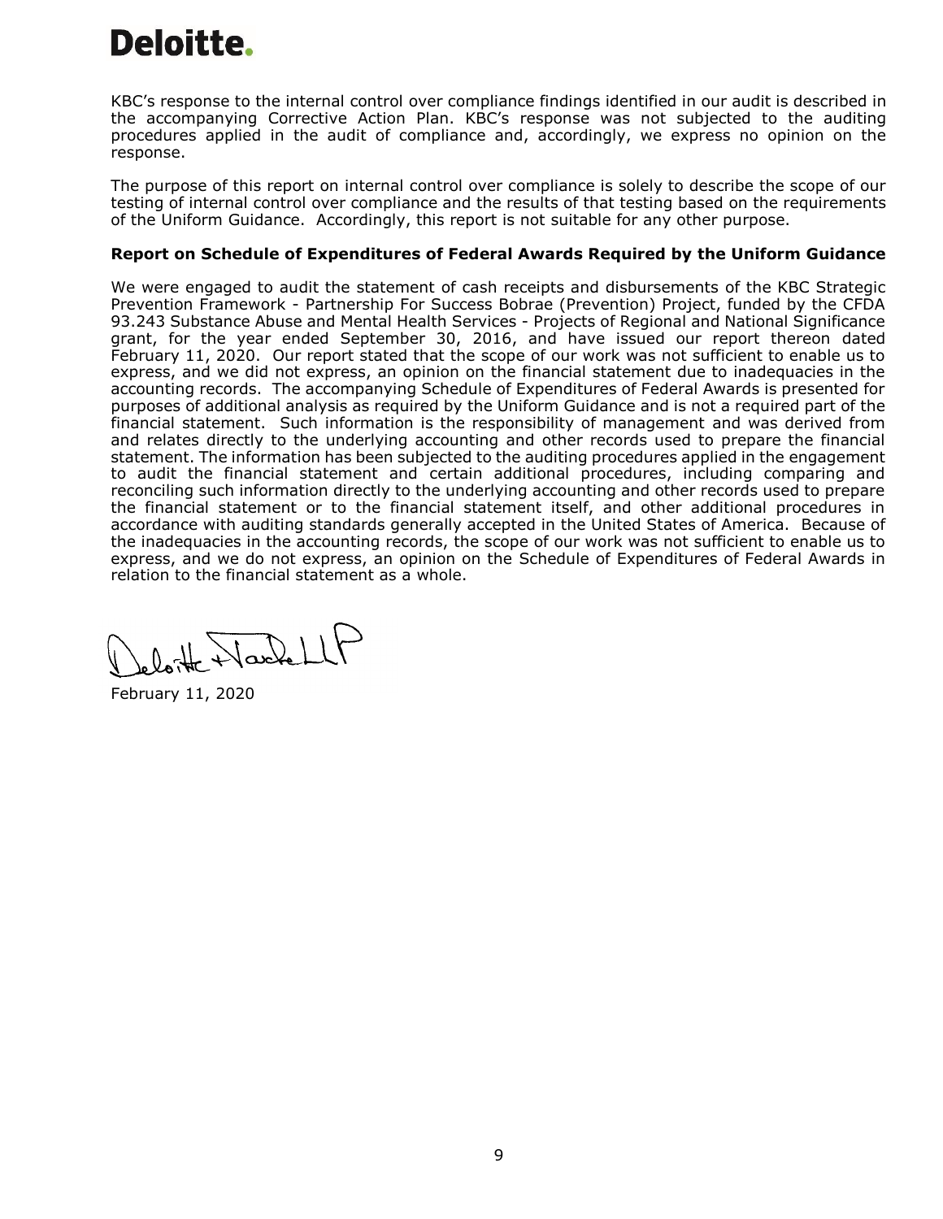KBC's response to the internal control over compliance findings identified in our audit is described in the accompanying Corrective Action Plan. KBC's response was not subjected to the auditing procedures applied in the audit of compliance and, accordingly, we express no opinion on the response.

The purpose of this report on internal control over compliance is solely to describe the scope of our testing of internal control over compliance and the results of that testing based on the requirements of the Uniform Guidance. Accordingly, this report is not suitable for any other purpose.

**Report on Schedule of Expenditures of Federal Awards Required by the Uniform Guidance**

We were engaged to audit the statement of cash receipts and disbursements of the KBC Strategic Prevention Framework - Partnership For Success Bobrae (Prevention) Project, funded by the CFDA 93.243 Substance Abuse and Mental Health Services - Projects of Regional and National Significance grant, for the year ended September 30, 2016, and have issued our report thereon dated February 11, 2020. Our report stated that the scope of our work was not sufficient to enable us to express, and we did not express, an opinion on the financial statement due to inadequacies in the accounting records. The accompanying Schedule of Expenditures of Federal Awards is presented for purposes of additional analysis as required by the Uniform Guidance and is not a required part of the financial statement. Such information is the responsibility of management and was derived from and relates directly to the underlying accounting and other records used to prepare the financial statement. The information has been subjected to the auditing procedures applied in the engagement to audit the financial statement and certain additional procedures, including comparing and reconciling such information directly to the underlying accounting and other records used to prepare the financial statement or to the financial statement itself, and other additional procedures in accordance with auditing standards generally accepted in the United States of America. Because of the inadequacies in the accounting records, the scope of our work was not sufficient to enable us to express, and we do not express, an opinion on the Schedule of Expenditures of Federal Awards in relation to the financial statement as a whole.

Deloitte + Touche LLP

February 11, 2020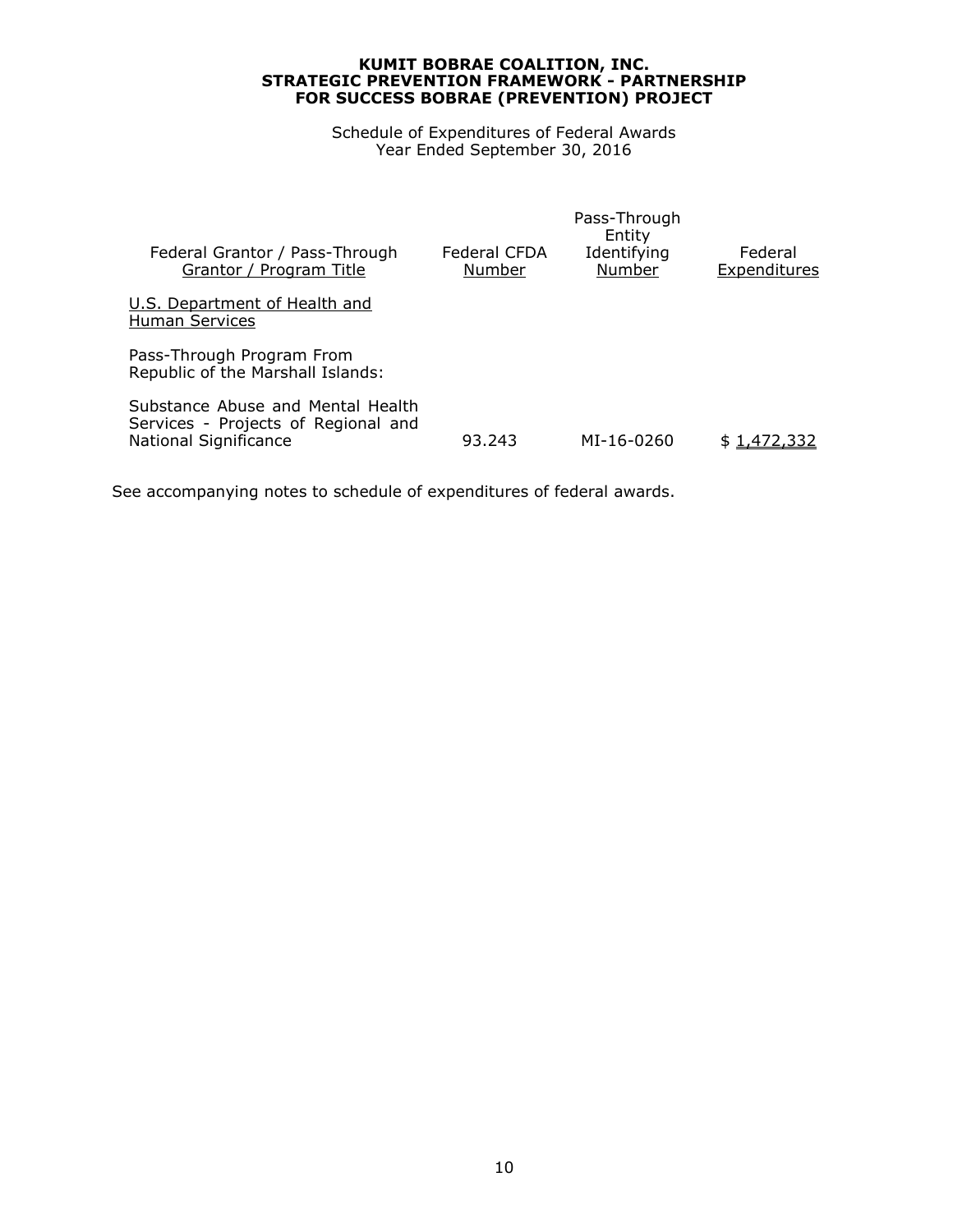**KUMIT BOBRAE COALITION, INC.**
**STRATEGIC PREVENTION FRAMEWORK - PARTNERSHIP FOR SUCCESS BOBRAE (PREVENTION) PROJECT**

Schedule of Expenditures of Federal Awards
Year Ended September 30, 2016

| Federal Grantor / Pass-Through Grantor / Program Title | Federal CFDA Number | Pass-Through Entity Identifying Number | Federal Expenditures |
|---|---|---|---|
| U.S. Department of Health and Human Services | | | |
| Pass-Through Program From Republic of the Marshall Islands: | | | |
| Substance Abuse and Mental Health Services - Projects of Regional and National Significance | 93.243 | MI-16-0260 | $ 1,472,332 |

See accompanying notes to schedule of expenditures of federal awards.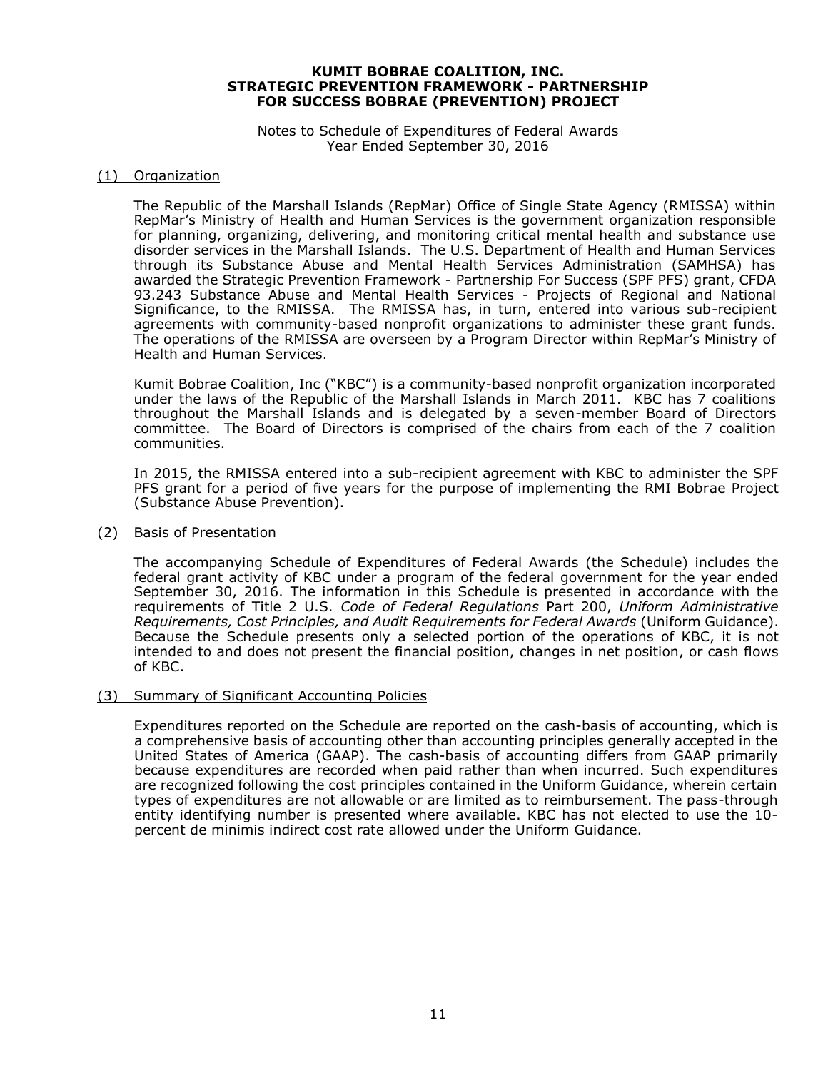**KUMIT BOBRAE COALITION, INC.**
**STRATEGIC PREVENTION FRAMEWORK - PARTNERSHIP FOR SUCCESS BOBRAE (PREVENTION) PROJECT**

Notes to Schedule of Expenditures of Federal Awards
Year Ended September 30, 2016

## (1) Organization

The Republic of the Marshall Islands (RepMar) Office of Single State Agency (RMISSA) within RepMar's Ministry of Health and Human Services is the government organization responsible for planning, organizing, delivering, and monitoring critical mental health and substance use disorder services in the Marshall Islands. The U.S. Department of Health and Human Services through its Substance Abuse and Mental Health Services Administration (SAMHSA) has awarded the Strategic Prevention Framework - Partnership For Success (SPF PFS) grant, CFDA 93.243 Substance Abuse and Mental Health Services - Projects of Regional and National Significance, to the RMISSA. The RMISSA has, in turn, entered into various sub-recipient agreements with community-based nonprofit organizations to administer these grant funds. The operations of the RMISSA are overseen by a Program Director within RepMar's Ministry of Health and Human Services.

Kumit Bobrae Coalition, Inc ("KBC") is a community-based nonprofit organization incorporated under the laws of the Republic of the Marshall Islands in March 2011. KBC has 7 coalitions throughout the Marshall Islands and is delegated by a seven-member Board of Directors committee. The Board of Directors is comprised of the chairs from each of the 7 coalition communities.

In 2015, the RMISSA entered into a sub-recipient agreement with KBC to administer the SPF PFS grant for a period of five years for the purpose of implementing the RMI Bobrae Project (Substance Abuse Prevention).

## (2) Basis of Presentation

The accompanying Schedule of Expenditures of Federal Awards (the Schedule) includes the federal grant activity of KBC under a program of the federal government for the year ended September 30, 2016. The information in this Schedule is presented in accordance with the requirements of Title 2 U.S. *Code of Federal Regulations* Part 200, *Uniform Administrative Requirements, Cost Principles, and Audit Requirements for Federal Awards* (Uniform Guidance). Because the Schedule presents only a selected portion of the operations of KBC, it is not intended to and does not present the financial position, changes in net position, or cash flows of KBC.

## (3) Summary of Significant Accounting Policies

Expenditures reported on the Schedule are reported on the cash-basis of accounting, which is a comprehensive basis of accounting other than accounting principles generally accepted in the United States of America (GAAP). The cash-basis of accounting differs from GAAP primarily because expenditures are recorded when paid rather than when incurred. Such expenditures are recognized following the cost principles contained in the Uniform Guidance, wherein certain types of expenditures are not allowable or are limited as to reimbursement. The pass-through entity identifying number is presented where available. KBC has not elected to use the 10-percent de minimis indirect cost rate allowed under the Uniform Guidance.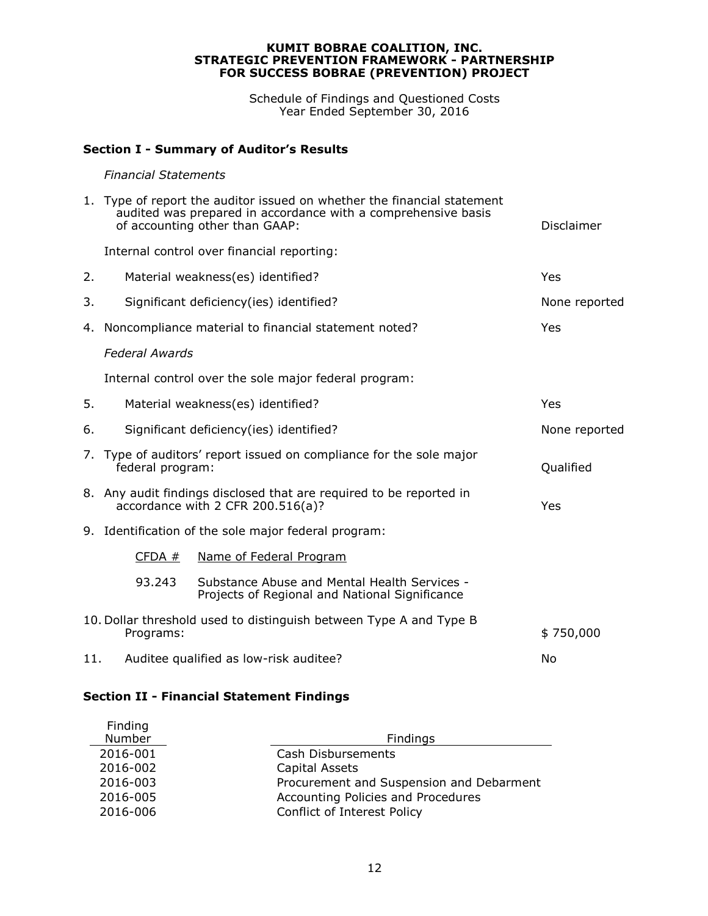**KUMIT BOBRAE COALITION, INC.**
**STRATEGIC PREVENTION FRAMEWORK - PARTNERSHIP**
**FOR SUCCESS BOBRAE (PREVENTION) PROJECT**

Schedule of Findings and Questioned Costs
Year Ended September 30, 2016

## Section I - Summary of Auditor's Results

*Financial Statements*

| | | |
|---|---|---|
| 1. | Type of report the auditor issued on whether the financial statement audited was prepared in accordance with a comprehensive basis of accounting other than GAAP: | Disclaimer |
| | Internal control over financial reporting: | |
| 2. | Material weakness(es) identified? | Yes |
| 3. | Significant deficiency(ies) identified? | None reported |
| 4. | Noncompliance material to financial statement noted? | Yes |

*Federal Awards*

| | | |
|---|---|---|
| | Internal control over the sole major federal program: | |
| 5. | Material weakness(es) identified? | Yes |
| 6. | Significant deficiency(ies) identified? | None reported |
| 7. | Type of auditors' report issued on compliance for the sole major federal program: | Qualified |
| 8. | Any audit findings disclosed that are required to be reported in accordance with 2 CFR 200.516(a)? | Yes |
| 9. | Identification of the sole major federal program: | |

| CFDA # | Name of Federal Program |
|---|---|
| 93.243 | Substance Abuse and Mental Health Services - Projects of Regional and National Significance |

| | | |
|---|---|---|
| 10. | Dollar threshold used to distinguish between Type A and Type B Programs: | $ 750,000 |
| 11. | Auditee qualified as low-risk auditee? | No |

## Section II - Financial Statement Findings

| Finding Number | Findings |
|---|---|
| 2016-001 | Cash Disbursements |
| 2016-002 | Capital Assets |
| 2016-003 | Procurement and Suspension and Debarment |
| 2016-005 | Accounting Policies and Procedures |
| 2016-006 | Conflict of Interest Policy |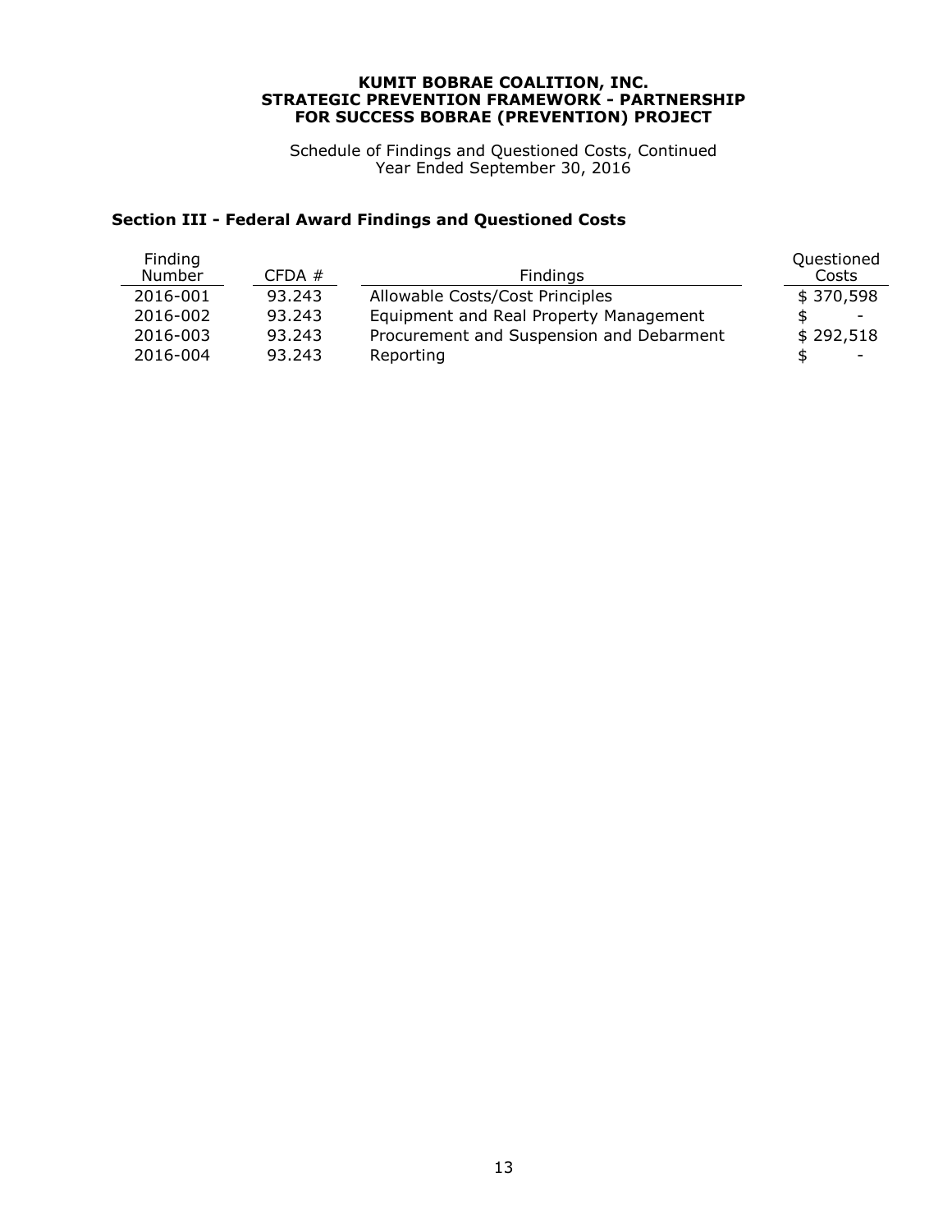**KUMIT BOBRAE COALITION, INC.**
**STRATEGIC PREVENTION FRAMEWORK - PARTNERSHIP FOR SUCCESS BOBRAE (PREVENTION) PROJECT**

Schedule of Findings and Questioned Costs, Continued
Year Ended September 30, 2016

## Section III - Federal Award Findings and Questioned Costs

| Finding Number | CFDA # | Findings | Questioned Costs |
|---|---|---|---|
| 2016-001 | 93.243 | Allowable Costs/Cost Principles | $ 370,598 |
| 2016-002 | 93.243 | Equipment and Real Property Management | $ - |
| 2016-003 | 93.243 | Procurement and Suspension and Debarment | $ 292,518 |
| 2016-004 | 93.243 | Reporting | $ - |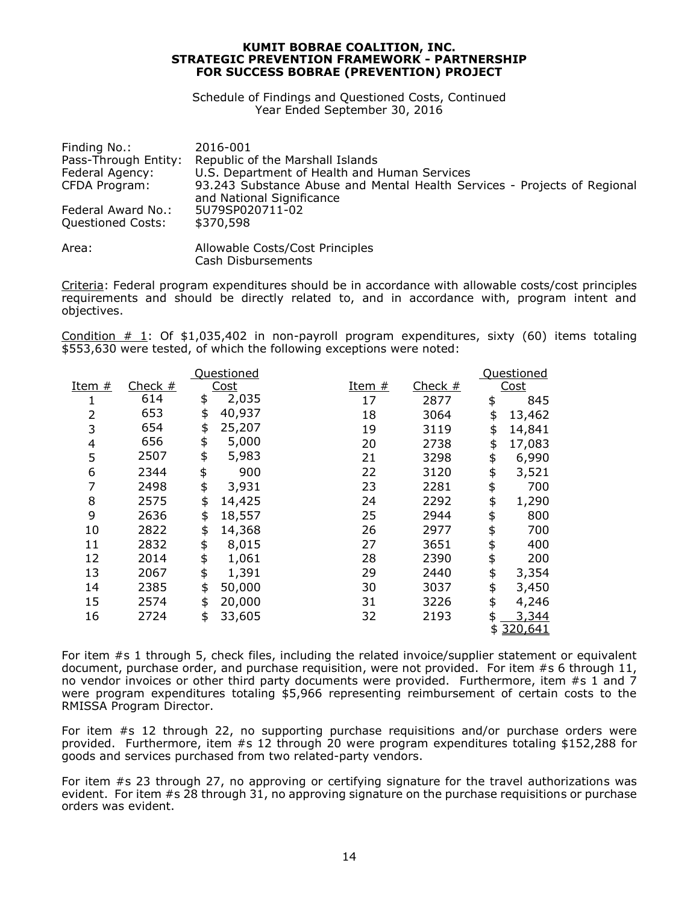**KUMIT BOBRAE COALITION, INC.**
**STRATEGIC PREVENTION FRAMEWORK - PARTNERSHIP FOR SUCCESS BOBRAE (PREVENTION) PROJECT**

Schedule of Findings and Questioned Costs, Continued
Year Ended September 30, 2016

| | |
|---|---|
| Finding No.: | 2016-001 |
| Pass-Through Entity: | Republic of the Marshall Islands |
| Federal Agency: | U.S. Department of Health and Human Services |
| CFDA Program: | 93.243 Substance Abuse and Mental Health Services - Projects of Regional and National Significance |
| Federal Award No.: | 5U79SP020711-02 |
| Questioned Costs: | $370,598 |
| Area: | Allowable Costs/Cost Principles<br>Cash Disbursements |

Criteria: Federal program expenditures should be in accordance with allowable costs/cost principles requirements and should be directly related to, and in accordance with, program intent and objectives.

Condition # 1: Of $1,035,402 in non-payroll program expenditures, sixty (60) items totaling $553,630 were tested, of which the following exceptions were noted:

| Item # | Check # | Questioned Cost | Item # | Check # | Questioned Cost |
|---|---|---|---|---|---|
| 1 | 614 | $ 2,035 | 17 | 2877 | $ 845 |
| 2 | 653 | $ 40,937 | 18 | 3064 | $ 13,462 |
| 3 | 654 | $ 25,207 | 19 | 3119 | $ 14,841 |
| 4 | 656 | $ 5,000 | 20 | 2738 | $ 17,083 |
| 5 | 2507 | $ 5,983 | 21 | 3298 | $ 6,990 |
| 6 | 2344 | $ 900 | 22 | 3120 | $ 3,521 |
| 7 | 2498 | $ 3,931 | 23 | 2281 | $ 700 |
| 8 | 2575 | $ 14,425 | 24 | 2292 | $ 1,290 |
| 9 | 2636 | $ 18,557 | 25 | 2944 | $ 800 |
| 10 | 2822 | $ 14,368 | 26 | 2977 | $ 700 |
| 11 | 2832 | $ 8,015 | 27 | 3651 | $ 400 |
| 12 | 2014 | $ 1,061 | 28 | 2390 | $ 200 |
| 13 | 2067 | $ 1,391 | 29 | 2440 | $ 3,354 |
| 14 | 2385 | $ 50,000 | 30 | 3037 | $ 3,450 |
| 15 | 2574 | $ 20,000 | 31 | 3226 | $ 4,246 |
| 16 | 2724 | $ 33,605 | 32 | 2193 | $ 3,344 |
| | | | | | $ 320,641 |

For item #s 1 through 5, check files, including the related invoice/supplier statement or equivalent document, purchase order, and purchase requisition, were not provided. For item #s 6 through 11, no vendor invoices or other third party documents were provided. Furthermore, item #s 1 and 7 were program expenditures totaling $5,966 representing reimbursement of certain costs to the RMISSA Program Director.

For item #s 12 through 22, no supporting purchase requisitions and/or purchase orders were provided. Furthermore, item #s 12 through 20 were program expenditures totaling $152,288 for goods and services purchased from two related-party vendors.

For item #s 23 through 27, no approving or certifying signature for the travel authorizations was evident. For item #s 28 through 31, no approving signature on the purchase requisitions or purchase orders was evident.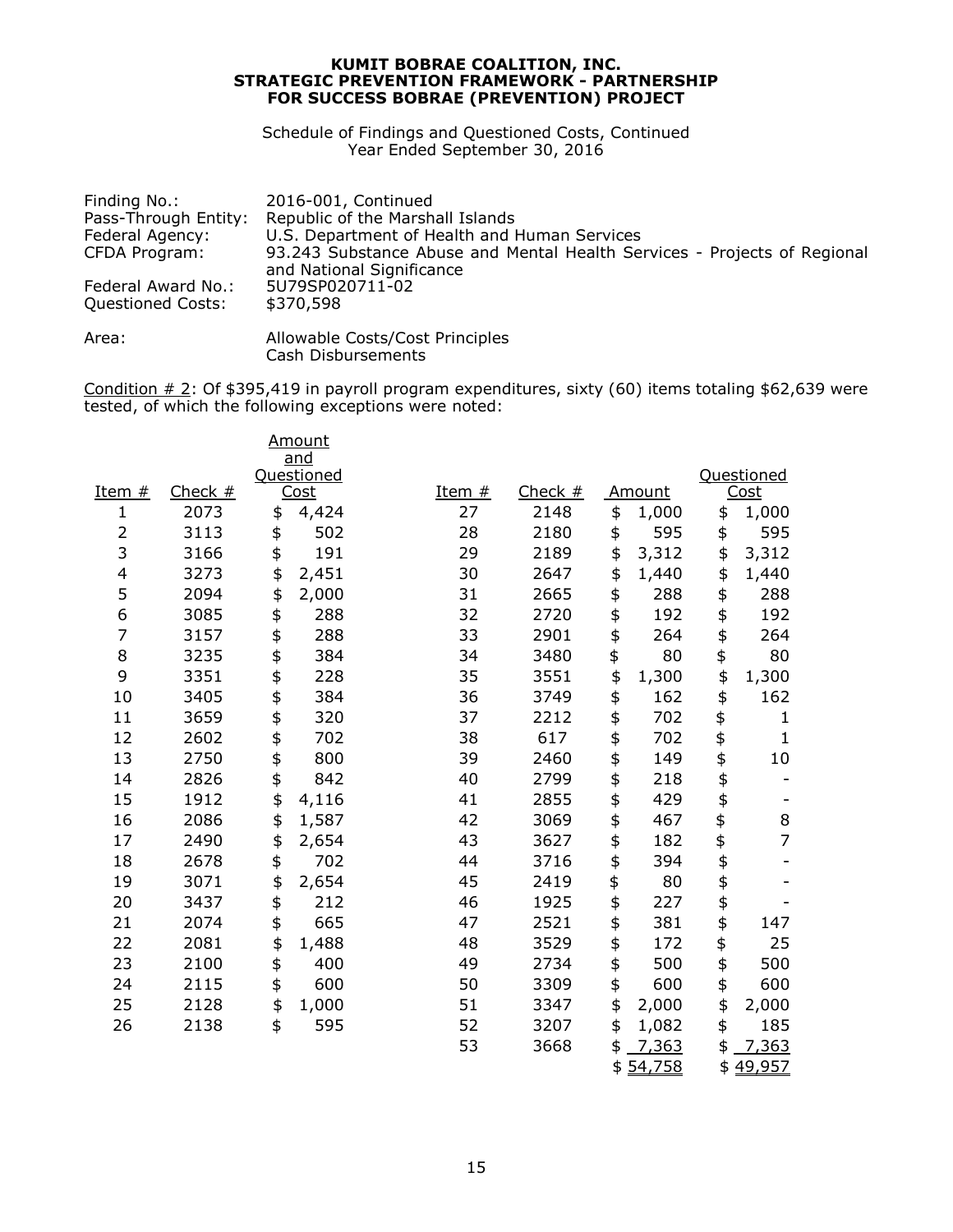**KUMIT BOBRAE COALITION, INC.**
**STRATEGIC PREVENTION FRAMEWORK - PARTNERSHIP FOR SUCCESS BOBRAE (PREVENTION) PROJECT**

Schedule of Findings and Questioned Costs, Continued
Year Ended September 30, 2016

| | |
|---|---|
| Finding No.: | 2016-001, Continued |
| Pass-Through Entity: | Republic of the Marshall Islands |
| Federal Agency: | U.S. Department of Health and Human Services |
| CFDA Program: | 93.243 Substance Abuse and Mental Health Services - Projects of Regional and National Significance |
| Federal Award No.: | 5U79SP020711-02 |
| Questioned Costs: | $370,598 |
| Area: | Allowable Costs/Cost Principles<br>Cash Disbursements |

Condition # 2: Of $395,419 in payroll program expenditures, sixty (60) items totaling $62,639 were tested, of which the following exceptions were noted:

| Item # | Check # | Amount and Questioned Cost |
|---|---|---|
| 1 | 2073 | $ 4,424 |
| 2 | 3113 | $ 502 |
| 3 | 3166 | $ 191 |
| 4 | 3273 | $ 2,451 |
| 5 | 2094 | $ 2,000 |
| 6 | 3085 | $ 288 |
| 7 | 3157 | $ 288 |
| 8 | 3235 | $ 384 |
| 9 | 3351 | $ 228 |
| 10 | 3405 | $ 384 |
| 11 | 3659 | $ 320 |
| 12 | 2602 | $ 702 |
| 13 | 2750 | $ 800 |
| 14 | 2826 | $ 842 |
| 15 | 1912 | $ 4,116 |
| 16 | 2086 | $ 1,587 |
| 17 | 2490 | $ 2,654 |
| 18 | 2678 | $ 702 |
| 19 | 3071 | $ 2,654 |
| 20 | 3437 | $ 212 |
| 21 | 2074 | $ 665 |
| 22 | 2081 | $ 1,488 |
| 23 | 2100 | $ 400 |
| 24 | 2115 | $ 600 |
| 25 | 2128 | $ 1,000 |
| 26 | 2138 | $ 595 |

| Item # | Check # | Amount | Questioned Cost |
|---|---|---|---|
| 27 | 2148 | $ 1,000 | $ 1,000 |
| 28 | 2180 | $ 595 | $ 595 |
| 29 | 2189 | $ 3,312 | $ 3,312 |
| 30 | 2647 | $ 1,440 | $ 1,440 |
| 31 | 2665 | $ 288 | $ 288 |
| 32 | 2720 | $ 192 | $ 192 |
| 33 | 2901 | $ 264 | $ 264 |
| 34 | 3480 | $ 80 | $ 80 |
| 35 | 3551 | $ 1,300 | $ 1,300 |
| 36 | 3749 | $ 162 | $ 162 |
| 37 | 2212 | $ 702 | $ 1 |
| 38 | 617 | $ 702 | $ 1 |
| 39 | 2460 | $ 149 | $ 10 |
| 40 | 2799 | $ 218 | $ - |
| 41 | 2855 | $ 429 | $ - |
| 42 | 3069 | $ 467 | $ 8 |
| 43 | 3627 | $ 182 | $ 7 |
| 44 | 3716 | $ 394 | $ - |
| 45 | 2419 | $ 80 | $ - |
| 46 | 1925 | $ 227 | $ - |
| 47 | 2521 | $ 381 | $ 147 |
| 48 | 3529 | $ 172 | $ 25 |
| 49 | 2734 | $ 500 | $ 500 |
| 50 | 3309 | $ 600 | $ 600 |
| 51 | 3347 | $ 2,000 | $ 2,000 |
| 52 | 3207 | $ 1,082 | $ 185 |
| 53 | 3668 | $ 7,363 | $ 7,363 |
| | | $ 54,758 | $ 49,957 |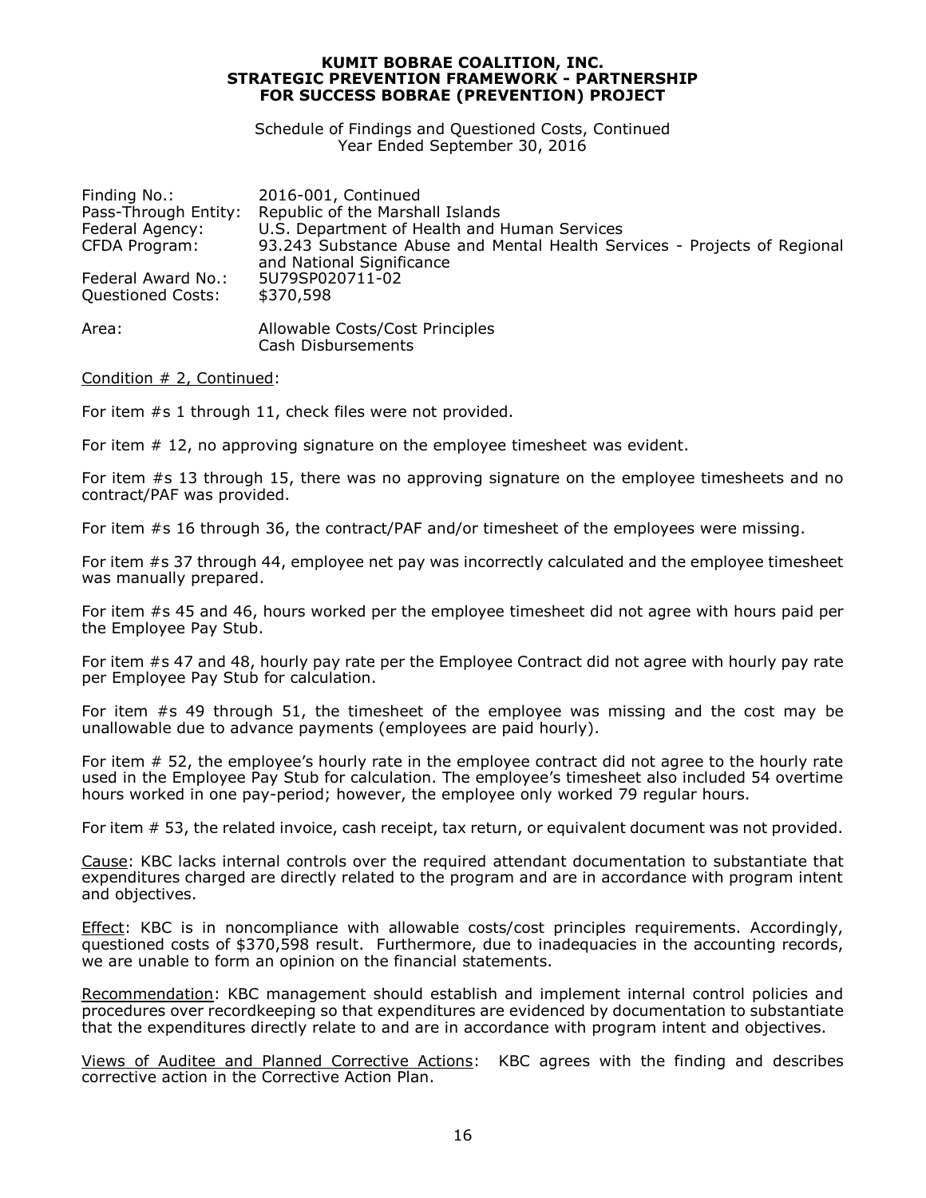**KUMIT BOBRAE COALITION, INC.**
**STRATEGIC PREVENTION FRAMEWORK - PARTNERSHIP FOR SUCCESS BOBRAE (PREVENTION) PROJECT**

Schedule of Findings and Questioned Costs, Continued
Year Ended September 30, 2016

| | |
|---|---|
| Finding No.: | 2016-001, Continued |
| Pass-Through Entity: | Republic of the Marshall Islands |
| Federal Agency: | U.S. Department of Health and Human Services |
| CFDA Program: | 93.243 Substance Abuse and Mental Health Services - Projects of Regional and National Significance |
| Federal Award No.: | 5U79SP020711-02 |
| Questioned Costs: | $370,598 |
| Area: | Allowable Costs/Cost Principles<br>Cash Disbursements |

Condition # 2, Continued:

For item #s 1 through 11, check files were not provided.

For item # 12, no approving signature on the employee timesheet was evident.

For item #s 13 through 15, there was no approving signature on the employee timesheets and no contract/PAF was provided.

For item #s 16 through 36, the contract/PAF and/or timesheet of the employees were missing.

For item #s 37 through 44, employee net pay was incorrectly calculated and the employee timesheet was manually prepared.

For item #s 45 and 46, hours worked per the employee timesheet did not agree with hours paid per the Employee Pay Stub.

For item #s 47 and 48, hourly pay rate per the Employee Contract did not agree with hourly pay rate per Employee Pay Stub for calculation.

For item #s 49 through 51, the timesheet of the employee was missing and the cost may be unallowable due to advance payments (employees are paid hourly).

For item # 52, the employee's hourly rate in the employee contract did not agree to the hourly rate used in the Employee Pay Stub for calculation. The employee's timesheet also included 54 overtime hours worked in one pay-period; however, the employee only worked 79 regular hours.

For item # 53, the related invoice, cash receipt, tax return, or equivalent document was not provided.

Cause: KBC lacks internal controls over the required attendant documentation to substantiate that expenditures charged are directly related to the program and are in accordance with program intent and objectives.

Effect: KBC is in noncompliance with allowable costs/cost principles requirements. Accordingly, questioned costs of $370,598 result. Furthermore, due to inadequacies in the accounting records, we are unable to form an opinion on the financial statements.

Recommendation: KBC management should establish and implement internal control policies and procedures over recordkeeping so that expenditures are evidenced by documentation to substantiate that the expenditures directly relate to and are in accordance with program intent and objectives.

Views of Auditee and Planned Corrective Actions: KBC agrees with the finding and describes corrective action in the Corrective Action Plan.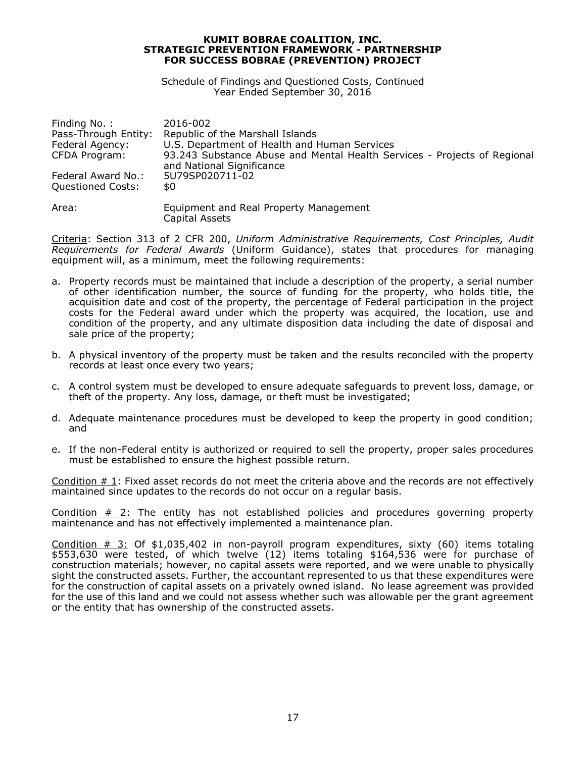**KUMIT BOBRAE COALITION, INC.**
**STRATEGIC PREVENTION FRAMEWORK - PARTNERSHIP FOR SUCCESS BOBRAE (PREVENTION) PROJECT**

Schedule of Findings and Questioned Costs, Continued
Year Ended September 30, 2016

| | |
|---|---|
| Finding No. : | 2016-002 |
| Pass-Through Entity: | Republic of the Marshall Islands |
| Federal Agency: | U.S. Department of Health and Human Services |
| CFDA Program: | 93.243 Substance Abuse and Mental Health Services - Projects of Regional and National Significance |
| Federal Award No.: | 5U79SP020711-02 |
| Questioned Costs: | $0 |
| Area: | Equipment and Real Property Management<br>Capital Assets |

Criteria: Section 313 of 2 CFR 200, *Uniform Administrative Requirements, Cost Principles, Audit Requirements for Federal Awards* (Uniform Guidance), states that procedures for managing equipment will, as a minimum, meet the following requirements:

a. Property records must be maintained that include a description of the property, a serial number of other identification number, the source of funding for the property, who holds title, the acquisition date and cost of the property, the percentage of Federal participation in the project costs for the Federal award under which the property was acquired, the location, use and condition of the property, and any ultimate disposition data including the date of disposal and sale price of the property;

b. A physical inventory of the property must be taken and the results reconciled with the property records at least once every two years;

c. A control system must be developed to ensure adequate safeguards to prevent loss, damage, or theft of the property. Any loss, damage, or theft must be investigated;

d. Adequate maintenance procedures must be developed to keep the property in good condition; and

e. If the non-Federal entity is authorized or required to sell the property, proper sales procedures must be established to ensure the highest possible return.

Condition # 1: Fixed asset records do not meet the criteria above and the records are not effectively maintained since updates to the records do not occur on a regular basis.

Condition # 2: The entity has not established policies and procedures governing property maintenance and has not effectively implemented a maintenance plan.

Condition # 3: Of $1,035,402 in non-payroll program expenditures, sixty (60) items totaling $553,630 were tested, of which twelve (12) items totaling $164,536 were for purchase of construction materials; however, no capital assets were reported, and we were unable to physically sight the constructed assets. Further, the accountant represented to us that these expenditures were for the construction of capital assets on a privately owned island. No lease agreement was provided for the use of this land and we could not assess whether such was allowable per the grant agreement or the entity that has ownership of the constructed assets.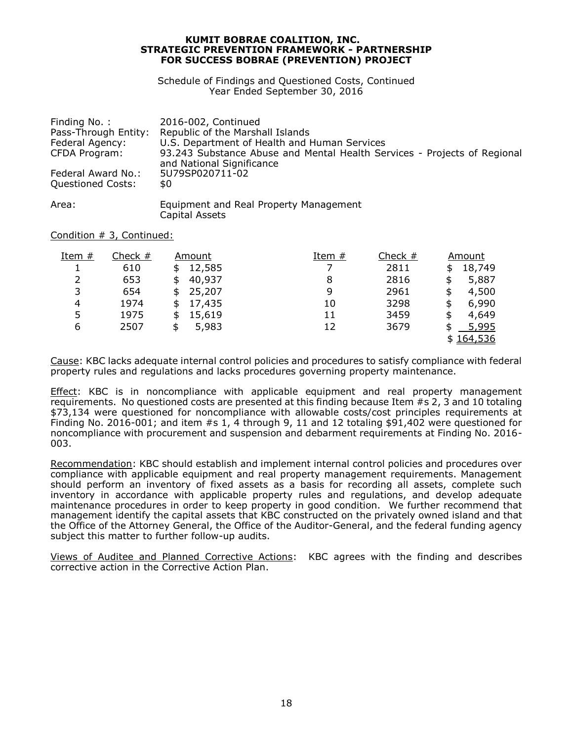**KUMIT BOBRAE COALITION, INC.**
**STRATEGIC PREVENTION FRAMEWORK - PARTNERSHIP FOR SUCCESS BOBRAE (PREVENTION) PROJECT**

Schedule of Findings and Questioned Costs, Continued
Year Ended September 30, 2016

| | |
|---|---|
| Finding No. : | 2016-002, Continued |
| Pass-Through Entity: | Republic of the Marshall Islands |
| Federal Agency: | U.S. Department of Health and Human Services |
| CFDA Program: | 93.243 Substance Abuse and Mental Health Services - Projects of Regional and National Significance |
| Federal Award No.: | 5U79SP020711-02 |
| Questioned Costs: | $0 |
| Area: | Equipment and Real Property Management<br>Capital Assets |

Condition # 3, Continued:

| Item # | Check # | Amount | Item # | Check # | Amount |
|---|---|---|---|---|---|
| 1 | 610 | $ 12,585 | 7 | 2811 | $ 18,749 |
| 2 | 653 | $ 40,937 | 8 | 2816 | $ 5,887 |
| 3 | 654 | $ 25,207 | 9 | 2961 | $ 4,500 |
| 4 | 1974 | $ 17,435 | 10 | 3298 | $ 6,990 |
| 5 | 1975 | $ 15,619 | 11 | 3459 | $ 4,649 |
| 6 | 2507 | $ 5,983 | 12 | 3679 | $ 5,995 |
| | | | | | $ 164,536 |

Cause: KBC lacks adequate internal control policies and procedures to satisfy compliance with federal property rules and regulations and lacks procedures governing property maintenance.

Effect: KBC is in noncompliance with applicable equipment and real property management requirements. No questioned costs are presented at this finding because Item #s 2, 3 and 10 totaling $73,134 were questioned for noncompliance with allowable costs/cost principles requirements at Finding No. 2016-001; and item #s 1, 4 through 9, 11 and 12 totaling $91,402 were questioned for noncompliance with procurement and suspension and debarment requirements at Finding No. 2016-003.

Recommendation: KBC should establish and implement internal control policies and procedures over compliance with applicable equipment and real property management requirements. Management should perform an inventory of fixed assets as a basis for recording all assets, complete such inventory in accordance with applicable property rules and regulations, and develop adequate maintenance procedures in order to keep property in good condition. We further recommend that management identify the capital assets that KBC constructed on the privately owned island and that the Office of the Attorney General, the Office of the Auditor-General, and the federal funding agency subject this matter to further follow-up audits.

Views of Auditee and Planned Corrective Actions: KBC agrees with the finding and describes corrective action in the Corrective Action Plan.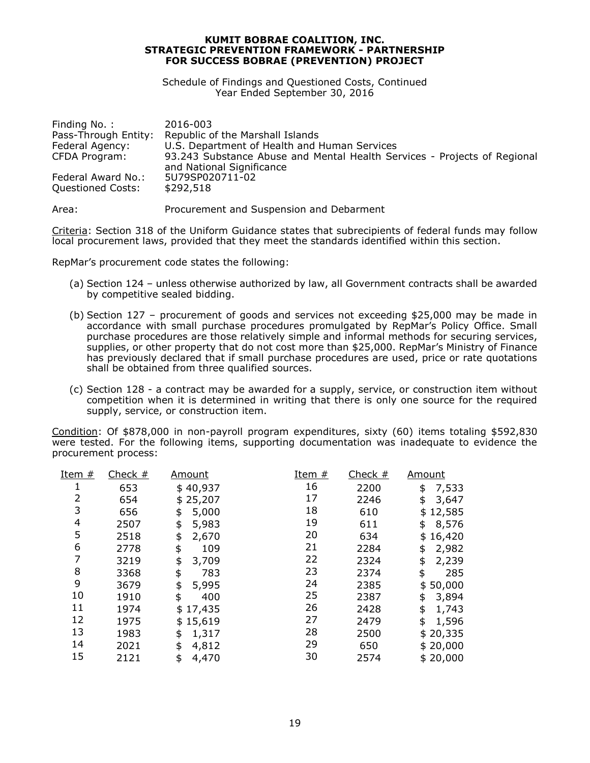**KUMIT BOBRAE COALITION, INC.**
**STRATEGIC PREVENTION FRAMEWORK - PARTNERSHIP FOR SUCCESS BOBRAE (PREVENTION) PROJECT**

Schedule of Findings and Questioned Costs, Continued
Year Ended September 30, 2016

| | |
|---|---|
| Finding No. : | 2016-003 |
| Pass-Through Entity: | Republic of the Marshall Islands |
| Federal Agency: | U.S. Department of Health and Human Services |
| CFDA Program: | 93.243 Substance Abuse and Mental Health Services - Projects of Regional and National Significance |
| Federal Award No.: | 5U79SP020711-02 |
| Questioned Costs: | $292,518 |

Area: Procurement and Suspension and Debarment

Criteria: Section 318 of the Uniform Guidance states that subrecipients of federal funds may follow local procurement laws, provided that they meet the standards identified within this section.

RepMar's procurement code states the following:

(a) Section 124 – unless otherwise authorized by law, all Government contracts shall be awarded by competitive sealed bidding.

(b) Section 127 – procurement of goods and services not exceeding $25,000 may be made in accordance with small purchase procedures promulgated by RepMar's Policy Office. Small purchase procedures are those relatively simple and informal methods for securing services, supplies, or other property that do not cost more than $25,000. RepMar's Ministry of Finance has previously declared that if small purchase procedures are used, price or rate quotations shall be obtained from three qualified sources.

(c) Section 128 - a contract may be awarded for a supply, service, or construction item without competition when it is determined in writing that there is only one source for the required supply, service, or construction item.

Condition: Of $878,000 in non-payroll program expenditures, sixty (60) items totaling $592,830 were tested. For the following items, supporting documentation was inadequate to evidence the procurement process:

| Item # | Check # | Amount | Item # | Check # | Amount |
|---|---|---|---|---|---|
| 1 | 653 | $ 40,937 | 16 | 2200 | $ 7,533 |
| 2 | 654 | $ 25,207 | 17 | 2246 | $ 3,647 |
| 3 | 656 | $ 5,000 | 18 | 610 | $ 12,585 |
| 4 | 2507 | $ 5,983 | 19 | 611 | $ 8,576 |
| 5 | 2518 | $ 2,670 | 20 | 634 | $ 16,420 |
| 6 | 2778 | $ 109 | 21 | 2284 | $ 2,982 |
| 7 | 3219 | $ 3,709 | 22 | 2324 | $ 2,239 |
| 8 | 3368 | $ 783 | 23 | 2374 | $ 285 |
| 9 | 3679 | $ 5,995 | 24 | 2385 | $ 50,000 |
| 10 | 1910 | $ 400 | 25 | 2387 | $ 3,894 |
| 11 | 1974 | $ 17,435 | 26 | 2428 | $ 1,743 |
| 12 | 1975 | $ 15,619 | 27 | 2479 | $ 1,596 |
| 13 | 1983 | $ 1,317 | 28 | 2500 | $ 20,335 |
| 14 | 2021 | $ 4,812 | 29 | 650 | $ 20,000 |
| 15 | 2121 | $ 4,470 | 30 | 2574 | $ 20,000 |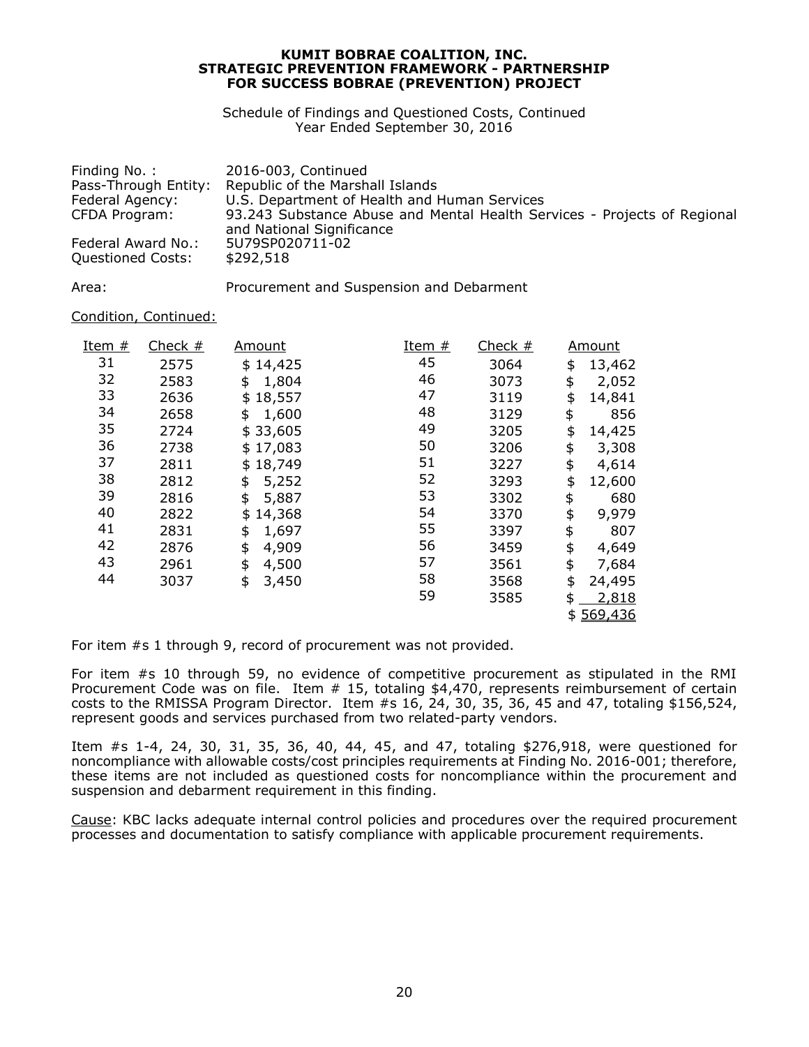**KUMIT BOBRAE COALITION, INC.**
**STRATEGIC PREVENTION FRAMEWORK - PARTNERSHIP FOR SUCCESS BOBRAE (PREVENTION) PROJECT**

Schedule of Findings and Questioned Costs, Continued
Year Ended September 30, 2016

Finding No. : 2016-003, Continued
Pass-Through Entity: Republic of the Marshall Islands
Federal Agency: U.S. Department of Health and Human Services
CFDA Program: 93.243 Substance Abuse and Mental Health Services - Projects of Regional and National Significance
Federal Award No.: 5U79SP020711-02
Questioned Costs: $292,518

Area: Procurement and Suspension and Debarment

Condition, Continued:

| Item # | Check # | Amount | Item # | Check # | Amount |
|---|---|---|---|---|---|
| 31 | 2575 | $ 14,425 | 45 | 3064 | $ 13,462 |
| 32 | 2583 | $ 1,804 | 46 | 3073 | $ 2,052 |
| 33 | 2636 | $ 18,557 | 47 | 3119 | $ 14,841 |
| 34 | 2658 | $ 1,600 | 48 | 3129 | $ 856 |
| 35 | 2724 | $ 33,605 | 49 | 3205 | $ 14,425 |
| 36 | 2738 | $ 17,083 | 50 | 3206 | $ 3,308 |
| 37 | 2811 | $ 18,749 | 51 | 3227 | $ 4,614 |
| 38 | 2812 | $ 5,252 | 52 | 3293 | $ 12,600 |
| 39 | 2816 | $ 5,887 | 53 | 3302 | $ 680 |
| 40 | 2822 | $ 14,368 | 54 | 3370 | $ 9,979 |
| 41 | 2831 | $ 1,697 | 55 | 3397 | $ 807 |
| 42 | 2876 | $ 4,909 | 56 | 3459 | $ 4,649 |
| 43 | 2961 | $ 4,500 | 57 | 3561 | $ 7,684 |
| 44 | 3037 | $ 3,450 | 58 | 3568 | $ 24,495 |
| | | | 59 | 3585 | $ 2,818 |
| | | | | | $ 569,436 |

For item #s 1 through 9, record of procurement was not provided.

For item #s 10 through 59, no evidence of competitive procurement as stipulated in the RMI Procurement Code was on file. Item # 15, totaling $4,470, represents reimbursement of certain costs to the RMISSA Program Director. Item #s 16, 24, 30, 35, 36, 45 and 47, totaling $156,524, represent goods and services purchased from two related-party vendors.

Item #s 1-4, 24, 30, 31, 35, 36, 40, 44, 45, and 47, totaling $276,918, were questioned for noncompliance with allowable costs/cost principles requirements at Finding No. 2016-001; therefore, these items are not included as questioned costs for noncompliance within the procurement and suspension and debarment requirement in this finding.

Cause: KBC lacks adequate internal control policies and procedures over the required procurement processes and documentation to satisfy compliance with applicable procurement requirements.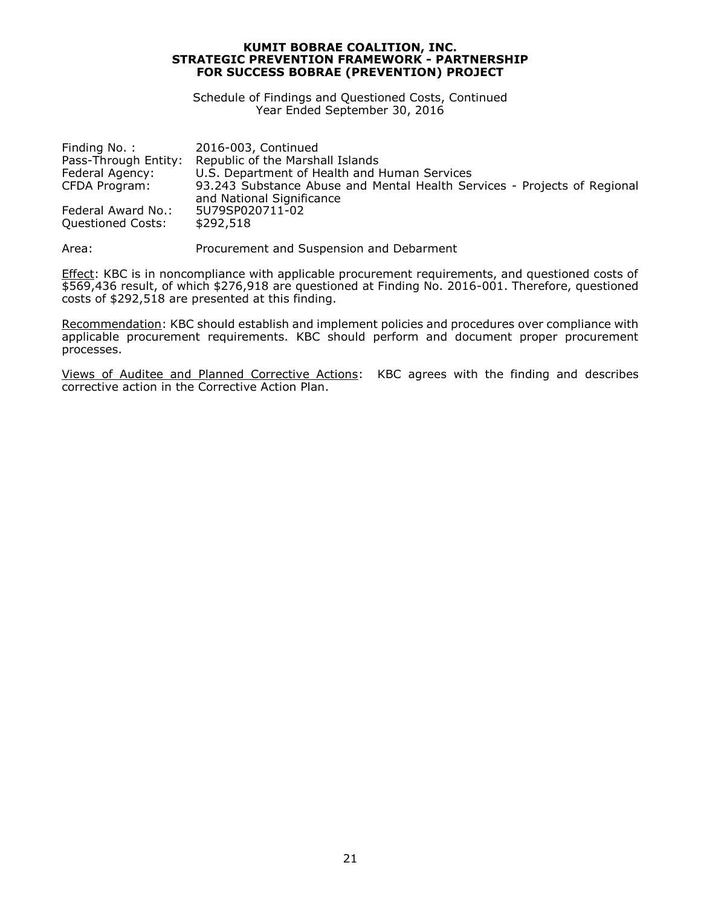**KUMIT BOBRAE COALITION, INC.**
**STRATEGIC PREVENTION FRAMEWORK - PARTNERSHIP FOR SUCCESS BOBRAE (PREVENTION) PROJECT**

Schedule of Findings and Questioned Costs, Continued
Year Ended September 30, 2016

| | |
|---|---|
| Finding No. : | 2016-003, Continued |
| Pass-Through Entity: | Republic of the Marshall Islands |
| Federal Agency: | U.S. Department of Health and Human Services |
| CFDA Program: | 93.243 Substance Abuse and Mental Health Services - Projects of Regional and National Significance |
| Federal Award No.: | 5U79SP020711-02 |
| Questioned Costs: | $292,518 |

Area: Procurement and Suspension and Debarment

Effect: KBC is in noncompliance with applicable procurement requirements, and questioned costs of $569,436 result, of which $276,918 are questioned at Finding No. 2016-001. Therefore, questioned costs of $292,518 are presented at this finding.

Recommendation: KBC should establish and implement policies and procedures over compliance with applicable procurement requirements. KBC should perform and document proper procurement processes.

Views of Auditee and Planned Corrective Actions: KBC agrees with the finding and describes corrective action in the Corrective Action Plan.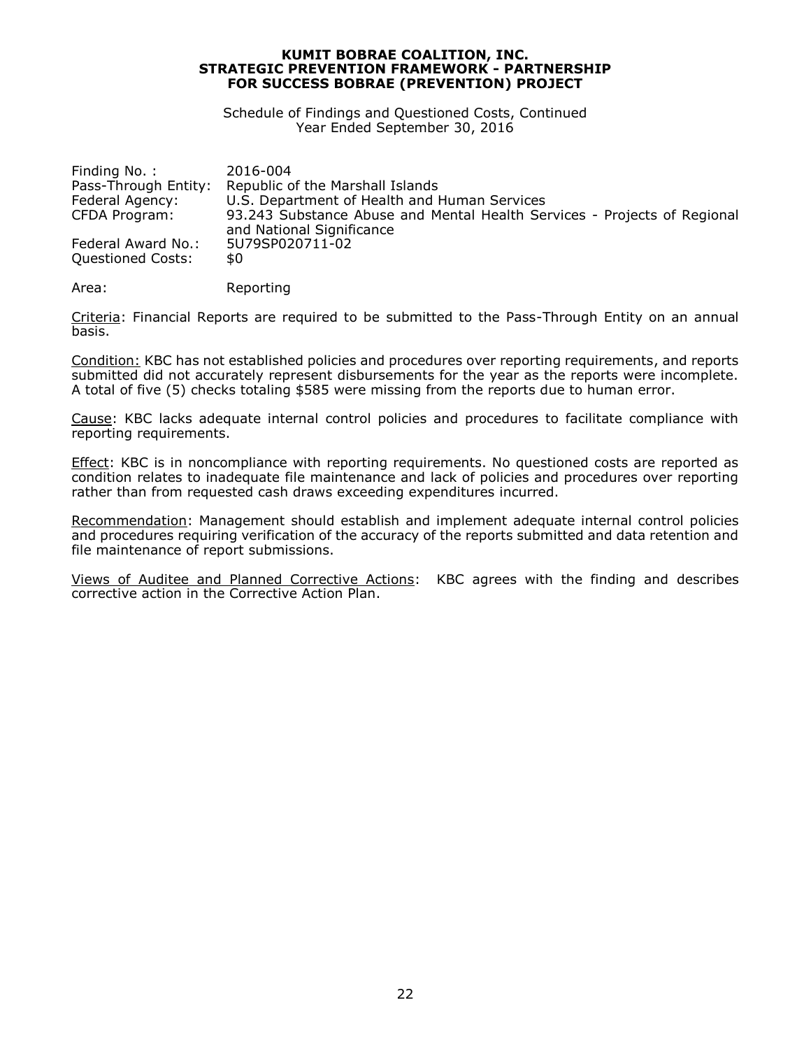**KUMIT BOBRAE COALITION, INC.**
**STRATEGIC PREVENTION FRAMEWORK - PARTNERSHIP FOR SUCCESS BOBRAE (PREVENTION) PROJECT**

Schedule of Findings and Questioned Costs, Continued
Year Ended September 30, 2016

| | |
|---|---|
| Finding No. : | 2016-004 |
| Pass-Through Entity: | Republic of the Marshall Islands |
| Federal Agency: | U.S. Department of Health and Human Services |
| CFDA Program: | 93.243 Substance Abuse and Mental Health Services - Projects of Regional and National Significance |
| Federal Award No.: | 5U79SP020711-02 |
| Questioned Costs: | $0 |

Area: Reporting

Criteria: Financial Reports are required to be submitted to the Pass-Through Entity on an annual basis.

Condition: KBC has not established policies and procedures over reporting requirements, and reports submitted did not accurately represent disbursements for the year as the reports were incomplete. A total of five (5) checks totaling $585 were missing from the reports due to human error.

Cause: KBC lacks adequate internal control policies and procedures to facilitate compliance with reporting requirements.

Effect: KBC is in noncompliance with reporting requirements. No questioned costs are reported as condition relates to inadequate file maintenance and lack of policies and procedures over reporting rather than from requested cash draws exceeding expenditures incurred.

Recommendation: Management should establish and implement adequate internal control policies and procedures requiring verification of the accuracy of the reports submitted and data retention and file maintenance of report submissions.

Views of Auditee and Planned Corrective Actions: KBC agrees with the finding and describes corrective action in the Corrective Action Plan.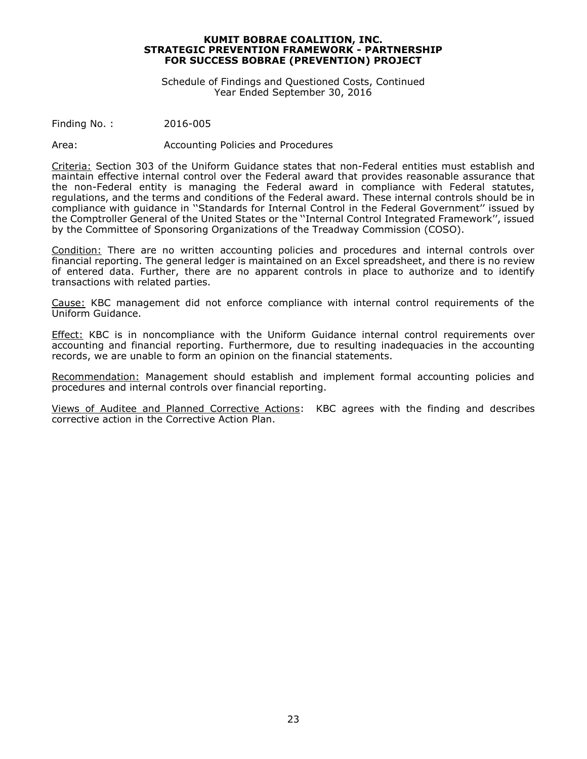**KUMIT BOBRAE COALITION, INC.**
**STRATEGIC PREVENTION FRAMEWORK - PARTNERSHIP**
**FOR SUCCESS BOBRAE (PREVENTION) PROJECT**

Schedule of Findings and Questioned Costs, Continued
Year Ended September 30, 2016

Finding No. : 2016-005

Area: Accounting Policies and Procedures

Criteria: Section 303 of the Uniform Guidance states that non-Federal entities must establish and maintain effective internal control over the Federal award that provides reasonable assurance that the non-Federal entity is managing the Federal award in compliance with Federal statutes, regulations, and the terms and conditions of the Federal award. These internal controls should be in compliance with guidance in ''Standards for Internal Control in the Federal Government'' issued by the Comptroller General of the United States or the ''Internal Control Integrated Framework'', issued by the Committee of Sponsoring Organizations of the Treadway Commission (COSO).

Condition: There are no written accounting policies and procedures and internal controls over financial reporting. The general ledger is maintained on an Excel spreadsheet, and there is no review of entered data. Further, there are no apparent controls in place to authorize and to identify transactions with related parties.

Cause: KBC management did not enforce compliance with internal control requirements of the Uniform Guidance.

Effect: KBC is in noncompliance with the Uniform Guidance internal control requirements over accounting and financial reporting. Furthermore, due to resulting inadequacies in the accounting records, we are unable to form an opinion on the financial statements.

Recommendation: Management should establish and implement formal accounting policies and procedures and internal controls over financial reporting.

Views of Auditee and Planned Corrective Actions: KBC agrees with the finding and describes corrective action in the Corrective Action Plan.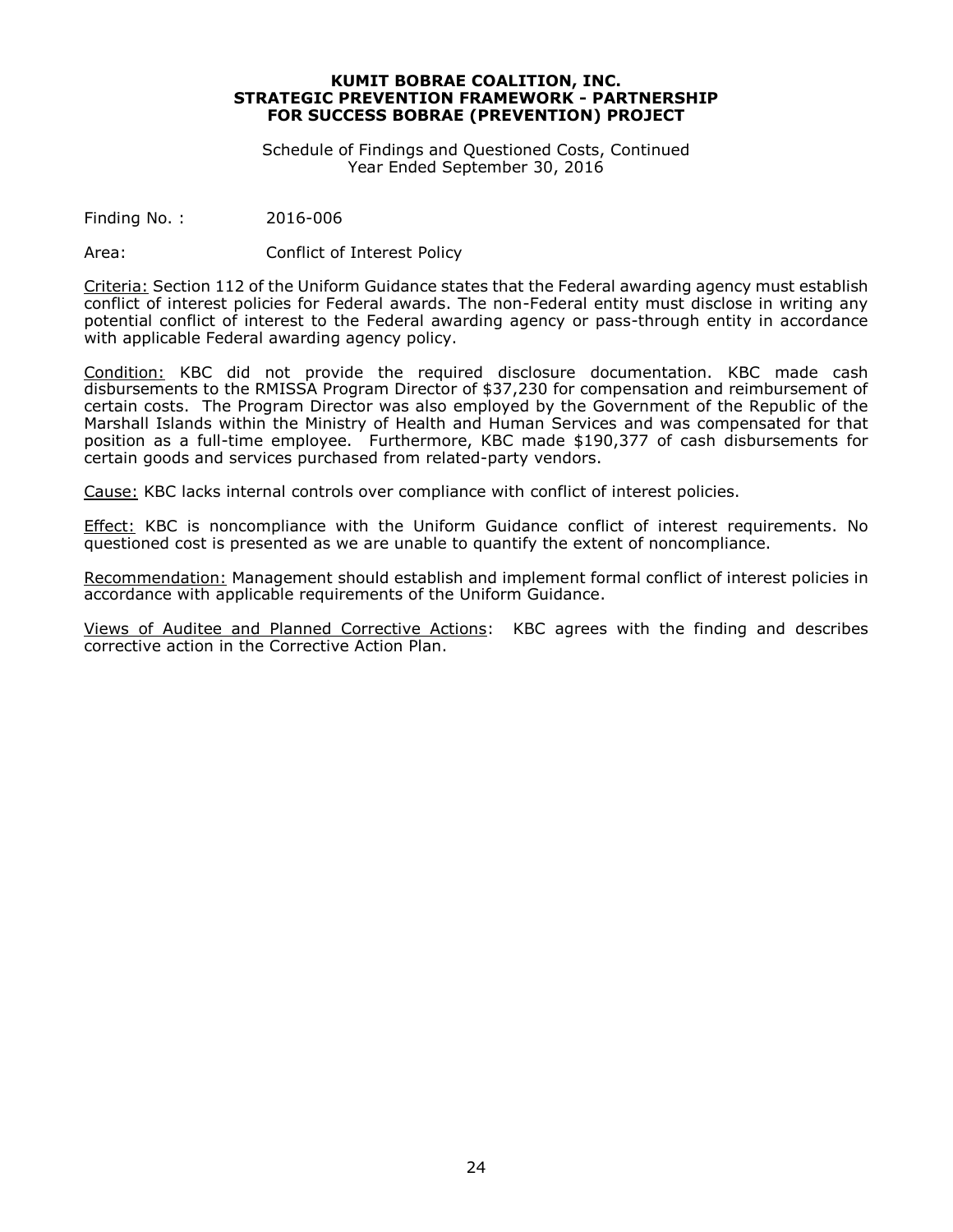**KUMIT BOBRAE COALITION, INC.**
**STRATEGIC PREVENTION FRAMEWORK - PARTNERSHIP FOR SUCCESS BOBRAE (PREVENTION) PROJECT**

Schedule of Findings and Questioned Costs, Continued
Year Ended September 30, 2016

Finding No. : 2016-006

Area: Conflict of Interest Policy

Criteria: Section 112 of the Uniform Guidance states that the Federal awarding agency must establish conflict of interest policies for Federal awards. The non-Federal entity must disclose in writing any potential conflict of interest to the Federal awarding agency or pass-through entity in accordance with applicable Federal awarding agency policy.

Condition: KBC did not provide the required disclosure documentation. KBC made cash disbursements to the RMISSA Program Director of $37,230 for compensation and reimbursement of certain costs. The Program Director was also employed by the Government of the Republic of the Marshall Islands within the Ministry of Health and Human Services and was compensated for that position as a full-time employee. Furthermore, KBC made $190,377 of cash disbursements for certain goods and services purchased from related-party vendors.

Cause: KBC lacks internal controls over compliance with conflict of interest policies.

Effect: KBC is noncompliance with the Uniform Guidance conflict of interest requirements. No questioned cost is presented as we are unable to quantify the extent of noncompliance.

Recommendation: Management should establish and implement formal conflict of interest policies in accordance with applicable requirements of the Uniform Guidance.

Views of Auditee and Planned Corrective Actions: KBC agrees with the finding and describes corrective action in the Corrective Action Plan.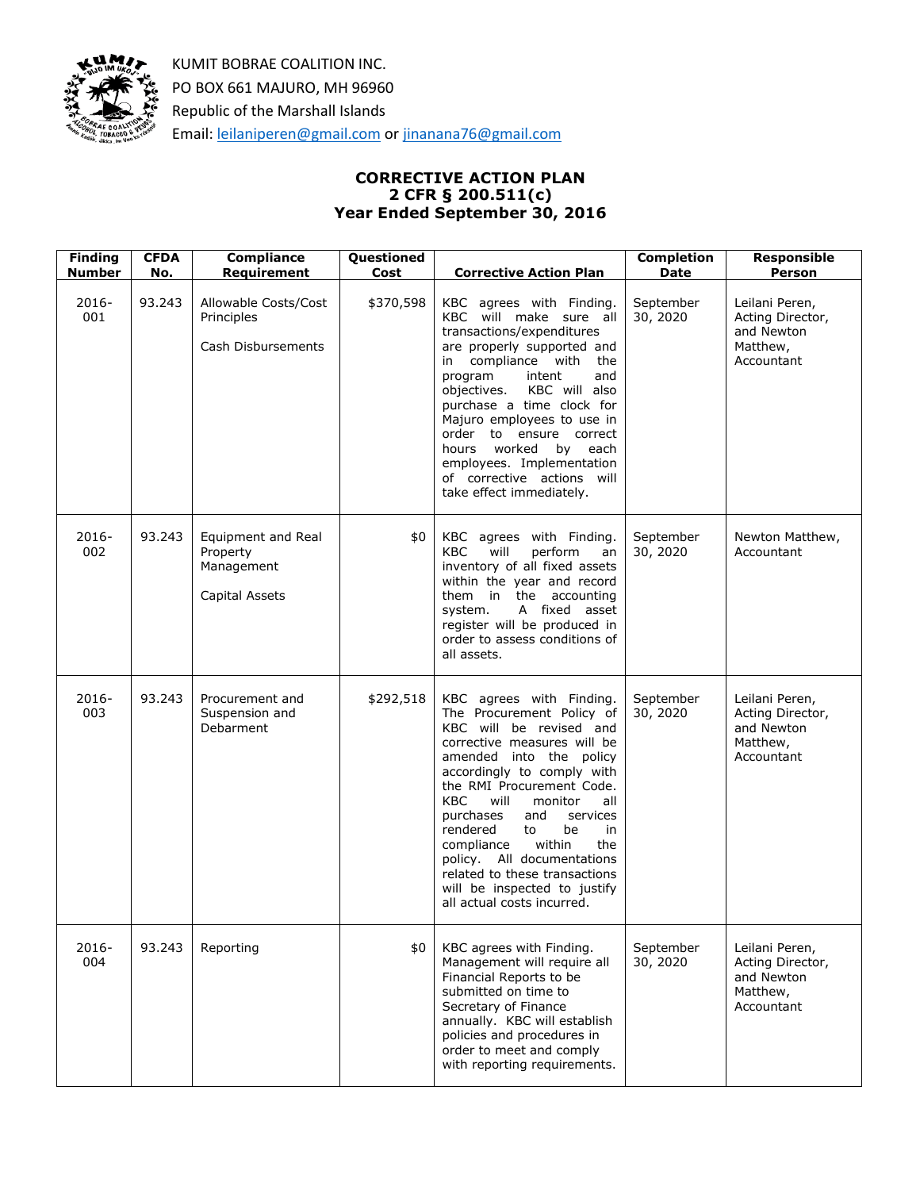KUMIT BOBRAE COALITION INC.
PO BOX 661 MAJURO, MH 96960
Republic of the Marshall Islands
Email: leilaniperen@gmail.com or jinanana76@gmail.com

## CORRECTIVE ACTION PLAN
## 2 CFR § 200.511(c)
## Year Ended September 30, 2016

| Finding Number | CFDA No. | Compliance Requirement | Questioned Cost | Corrective Action Plan | Completion Date | Responsible Person |
|---|---|---|---|---|---|---|
| 2016-001 | 93.243 | Allowable Costs/Cost Principles<br><br>Cash Disbursements | $370,598 | KBC agrees with Finding. KBC will make sure all transactions/expenditures are properly supported and in compliance with the program intent and objectives. KBC will also purchase a time clock for Majuro employees to use in order to ensure correct hours worked by each employees. Implementation of corrective actions will take effect immediately. | September 30, 2020 | Leilani Peren, Acting Director, and Newton Matthew, Accountant |
| 2016-002 | 93.243 | Equipment and Real Property Management<br><br>Capital Assets | $0 | KBC agrees with Finding. KBC will perform an inventory of all fixed assets within the year and record them in the accounting system. A fixed asset register will be produced in order to assess conditions of all assets. | September 30, 2020 | Newton Matthew, Accountant |
| 2016-003 | 93.243 | Procurement and Suspension and Debarment | $292,518 | KBC agrees with Finding. The Procurement Policy of KBC will be revised and corrective measures will be amended into the policy accordingly to comply with the RMI Procurement Code. KBC will monitor all purchases and services rendered to be in compliance within the policy. All documentations related to these transactions will be inspected to justify all actual costs incurred. | September 30, 2020 | Leilani Peren, Acting Director, and Newton Matthew, Accountant |
| 2016-004 | 93.243 | Reporting | $0 | KBC agrees with Finding. Management will require all Financial Reports to be submitted on time to Secretary of Finance annually. KBC will establish policies and procedures in order to meet and comply with reporting requirements. | September 30, 2020 | Leilani Peren, Acting Director, and Newton Matthew, Accountant |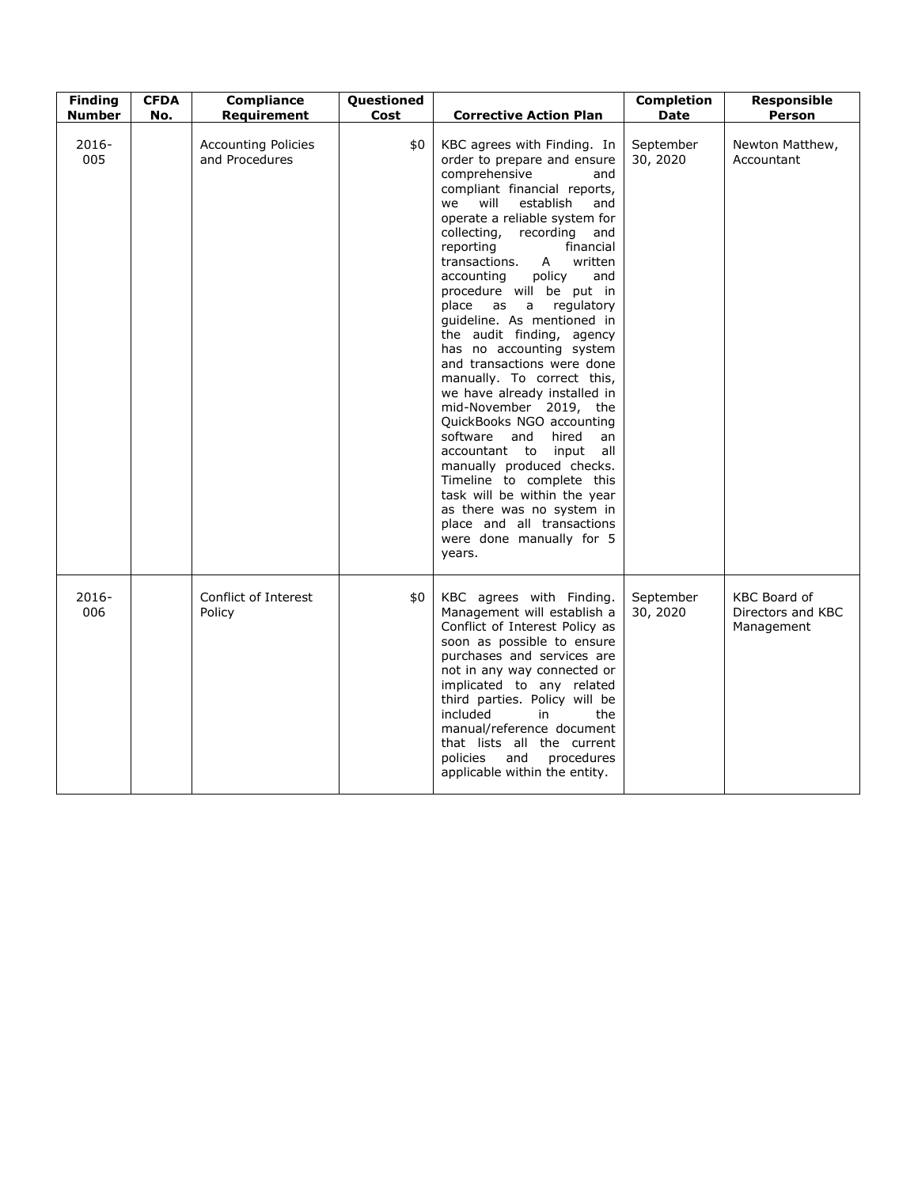| Finding Number | CFDA No. | Compliance Requirement | Questioned Cost | Corrective Action Plan | Completion Date | Responsible Person |
|---|---|---|---|---|---|---|
| 2016-005 | | Accounting Policies and Procedures | $0 | KBC agrees with Finding. In order to prepare and ensure comprehensive and compliant financial reports, we will establish and operate a reliable system for collecting, recording and reporting financial transactions. A written accounting policy and procedure will be put in place as a regulatory guideline. As mentioned in the audit finding, agency has no accounting system and transactions were done manually. To correct this, we have already installed in mid-November 2019, the QuickBooks NGO accounting software and hired an accountant to input all manually produced checks. Timeline to complete this task will be within the year as there was no system in place and all transactions were done manually for 5 years. | September 30, 2020 | Newton Matthew, Accountant |
| 2016-006 | | Conflict of Interest Policy | $0 | KBC agrees with Finding. Management will establish a Conflict of Interest Policy as soon as possible to ensure purchases and services are not in any way connected or implicated to any related third parties. Policy will be included in the manual/reference document that lists all the current policies and procedures applicable within the entity. | September 30, 2020 | KBC Board of Directors and KBC Management |